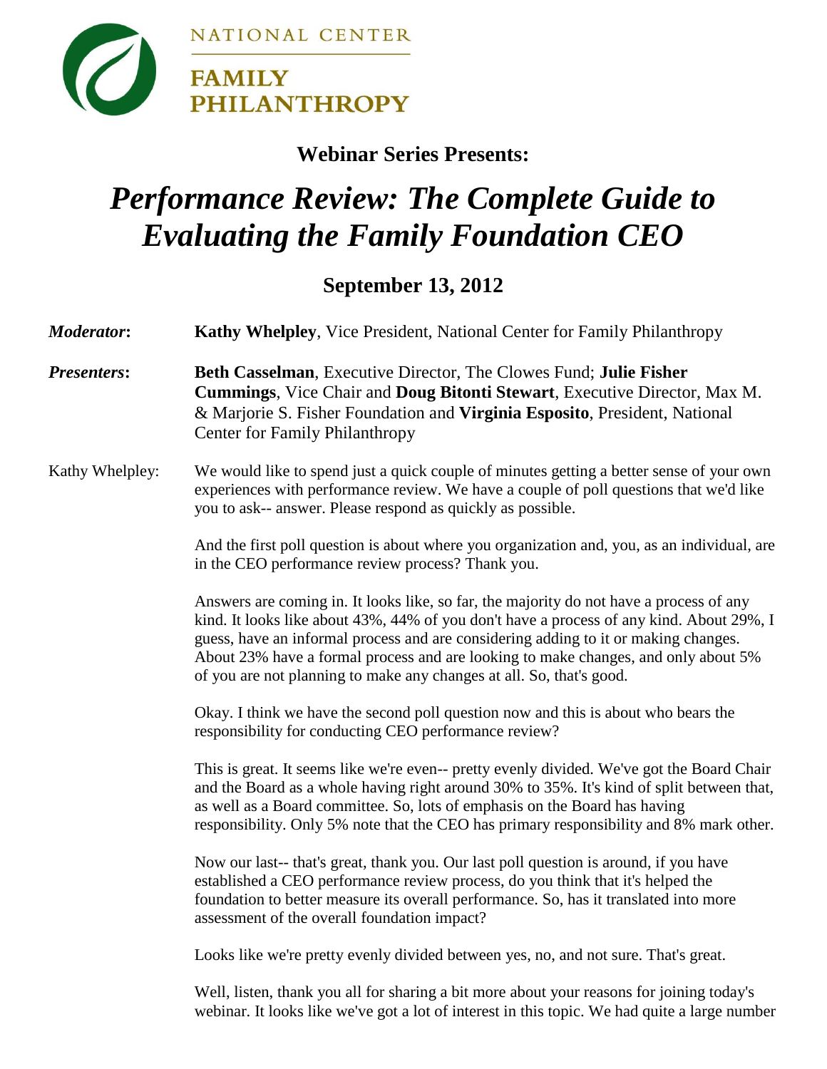NATIONAL CENTER

**FAMILY PHILANTHROPY**

**Webinar Series Presents:**

# *Performance Review: The Complete Guide to Evaluating the Family Foundation CEO*

## September 13, 2012

***Moderator*:** **Kathy Whelpley**, Vice President, National Center for Family Philanthropy

***Presenters*:** **Beth Casselman**, Executive Director, The Clowes Fund; **Julie Fisher Cummings**, Vice Chair and **Doug Bitonti Stewart**, Executive Director, Max M. & Marjorie S. Fisher Foundation and **Virginia Esposito**, President, National Center for Family Philanthropy

Kathy Whelpley: We would like to spend just a quick couple of minutes getting a better sense of your own experiences with performance review. We have a couple of poll questions that we'd like you to ask-- answer. Please respond as quickly as possible.

And the first poll question is about where you organization and, you, as an individual, are in the CEO performance review process? Thank you.

Answers are coming in. It looks like, so far, the majority do not have a process of any kind. It looks like about 43%, 44% of you don't have a process of any kind. About 29%, I guess, have an informal process and are considering adding to it or making changes. About 23% have a formal process and are looking to make changes, and only about 5% of you are not planning to make any changes at all. So, that's good.

Okay. I think we have the second poll question now and this is about who bears the responsibility for conducting CEO performance review?

This is great. It seems like we're even-- pretty evenly divided. We've got the Board Chair and the Board as a whole having right around 30% to 35%. It's kind of split between that, as well as a Board committee. So, lots of emphasis on the Board has having responsibility. Only 5% note that the CEO has primary responsibility and 8% mark other.

Now our last-- that's great, thank you. Our last poll question is around, if you have established a CEO performance review process, do you think that it's helped the foundation to better measure its overall performance. So, has it translated into more assessment of the overall foundation impact?

Looks like we're pretty evenly divided between yes, no, and not sure. That's great.

Well, listen, thank you all for sharing a bit more about your reasons for joining today's webinar. It looks like we've got a lot of interest in this topic. We had quite a large number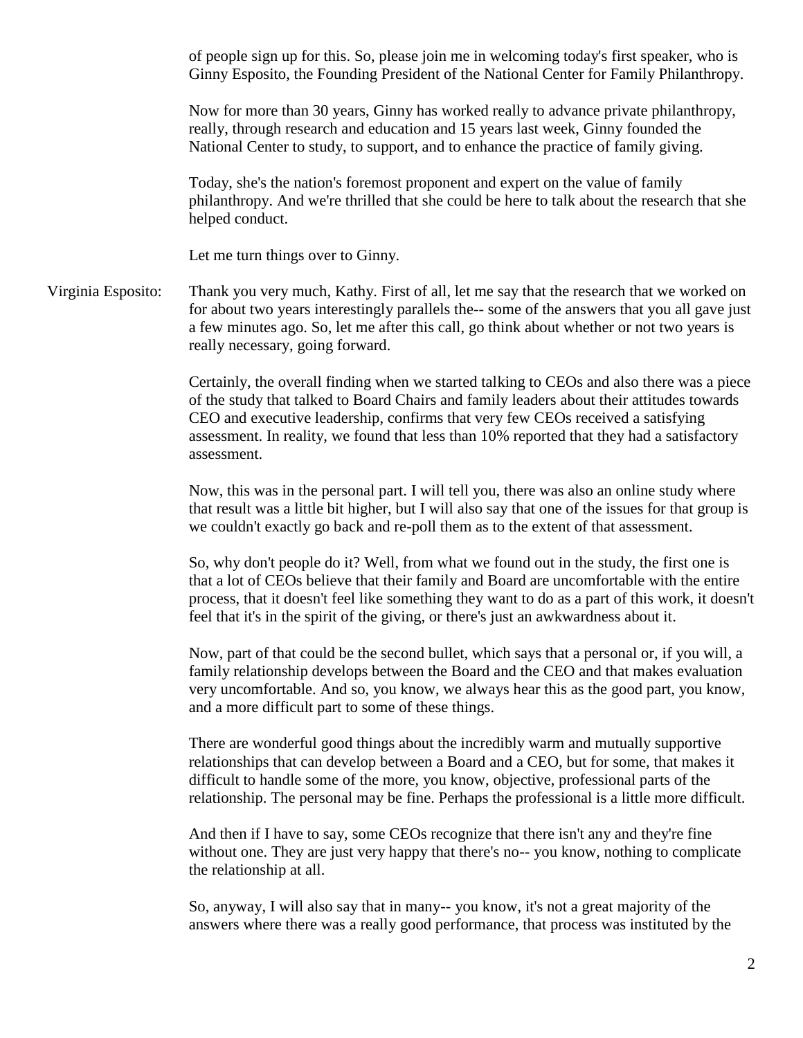of people sign up for this. So, please join me in welcoming today's first speaker, who is Ginny Esposito, the Founding President of the National Center for Family Philanthropy.

Now for more than 30 years, Ginny has worked really to advance private philanthropy, really, through research and education and 15 years last week, Ginny founded the National Center to study, to support, and to enhance the practice of family giving.

Today, she's the nation's foremost proponent and expert on the value of family philanthropy. And we're thrilled that she could be here to talk about the research that she helped conduct.

Let me turn things over to Ginny.

Virginia Esposito: Thank you very much, Kathy. First of all, let me say that the research that we worked on for about two years interestingly parallels the-- some of the answers that you all gave just a few minutes ago. So, let me after this call, go think about whether or not two years is really necessary, going forward.

Certainly, the overall finding when we started talking to CEOs and also there was a piece of the study that talked to Board Chairs and family leaders about their attitudes towards CEO and executive leadership, confirms that very few CEOs received a satisfying assessment. In reality, we found that less than 10% reported that they had a satisfactory assessment.

Now, this was in the personal part. I will tell you, there was also an online study where that result was a little bit higher, but I will also say that one of the issues for that group is we couldn't exactly go back and re-poll them as to the extent of that assessment.

So, why don't people do it? Well, from what we found out in the study, the first one is that a lot of CEOs believe that their family and Board are uncomfortable with the entire process, that it doesn't feel like something they want to do as a part of this work, it doesn't feel that it's in the spirit of the giving, or there's just an awkwardness about it.

Now, part of that could be the second bullet, which says that a personal or, if you will, a family relationship develops between the Board and the CEO and that makes evaluation very uncomfortable. And so, you know, we always hear this as the good part, you know, and a more difficult part to some of these things.

There are wonderful good things about the incredibly warm and mutually supportive relationships that can develop between a Board and a CEO, but for some, that makes it difficult to handle some of the more, you know, objective, professional parts of the relationship. The personal may be fine. Perhaps the professional is a little more difficult.

And then if I have to say, some CEOs recognize that there isn't any and they're fine without one. They are just very happy that there's no-- you know, nothing to complicate the relationship at all.

So, anyway, I will also say that in many-- you know, it's not a great majority of the answers where there was a really good performance, that process was instituted by the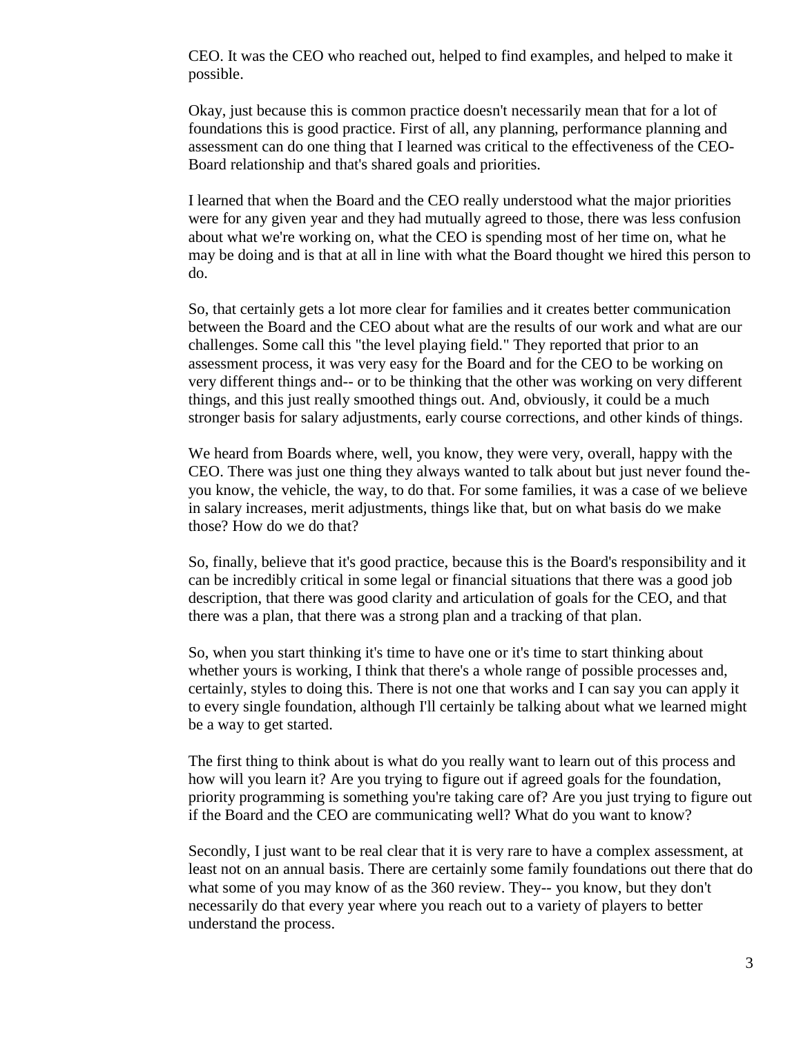CEO. It was the CEO who reached out, helped to find examples, and helped to make it possible.

Okay, just because this is common practice doesn't necessarily mean that for a lot of foundations this is good practice. First of all, any planning, performance planning and assessment can do one thing that I learned was critical to the effectiveness of the CEO-Board relationship and that's shared goals and priorities.

I learned that when the Board and the CEO really understood what the major priorities were for any given year and they had mutually agreed to those, there was less confusion about what we're working on, what the CEO is spending most of her time on, what he may be doing and is that at all in line with what the Board thought we hired this person to do.

So, that certainly gets a lot more clear for families and it creates better communication between the Board and the CEO about what are the results of our work and what are our challenges. Some call this "the level playing field." They reported that prior to an assessment process, it was very easy for the Board and for the CEO to be working on very different things and-- or to be thinking that the other was working on very different things, and this just really smoothed things out. And, obviously, it could be a much stronger basis for salary adjustments, early course corrections, and other kinds of things.

We heard from Boards where, well, you know, they were very, overall, happy with the CEO. There was just one thing they always wanted to talk about but just never found the-you know, the vehicle, the way, to do that. For some families, it was a case of we believe in salary increases, merit adjustments, things like that, but on what basis do we make those? How do we do that?

So, finally, believe that it's good practice, because this is the Board's responsibility and it can be incredibly critical in some legal or financial situations that there was a good job description, that there was good clarity and articulation of goals for the CEO, and that there was a plan, that there was a strong plan and a tracking of that plan.

So, when you start thinking it's time to have one or it's time to start thinking about whether yours is working, I think that there's a whole range of possible processes and, certainly, styles to doing this. There is not one that works and I can say you can apply it to every single foundation, although I'll certainly be talking about what we learned might be a way to get started.

The first thing to think about is what do you really want to learn out of this process and how will you learn it? Are you trying to figure out if agreed goals for the foundation, priority programming is something you're taking care of? Are you just trying to figure out if the Board and the CEO are communicating well? What do you want to know?

Secondly, I just want to be real clear that it is very rare to have a complex assessment, at least not on an annual basis. There are certainly some family foundations out there that do what some of you may know of as the 360 review. They-- you know, but they don't necessarily do that every year where you reach out to a variety of players to better understand the process.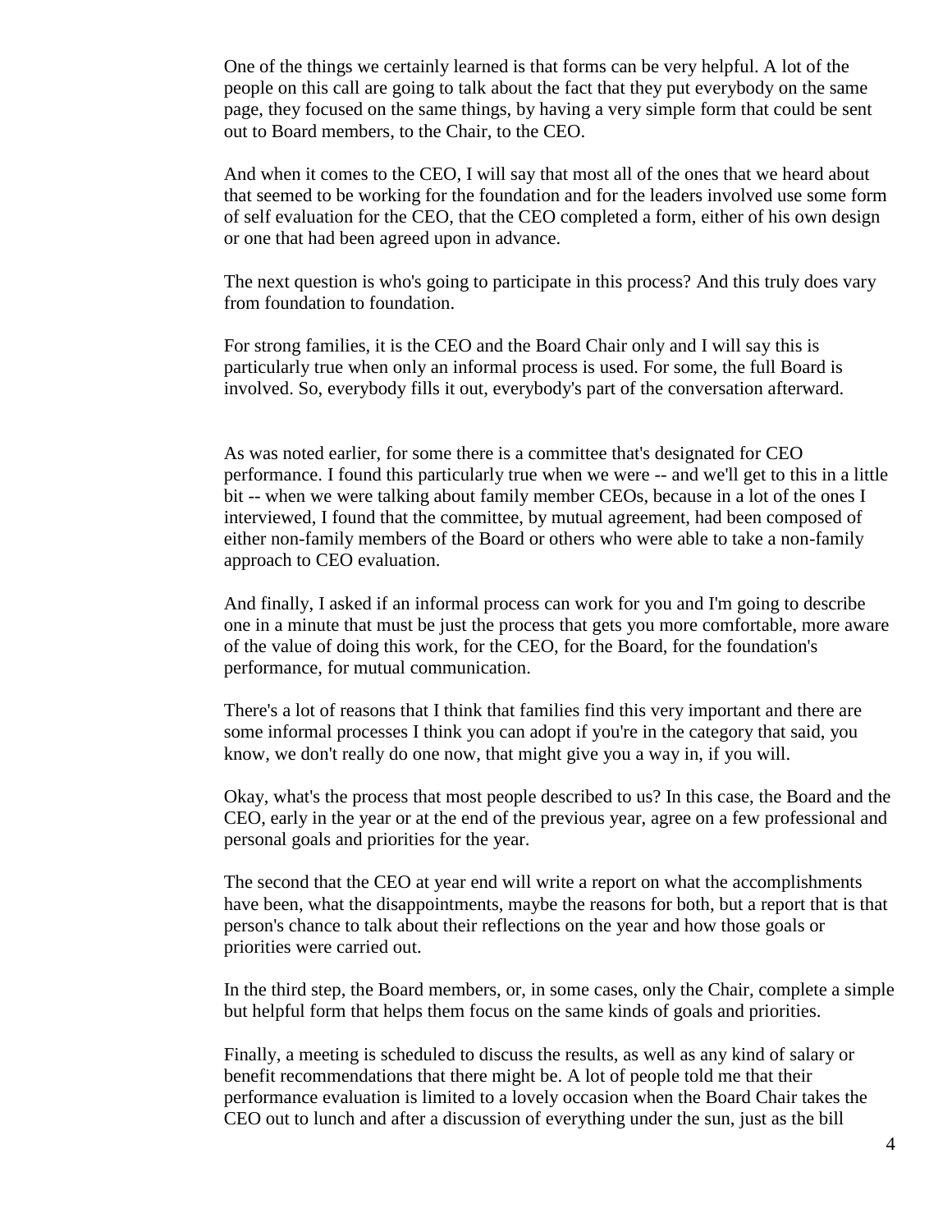One of the things we certainly learned is that forms can be very helpful. A lot of the people on this call are going to talk about the fact that they put everybody on the same page, they focused on the same things, by having a very simple form that could be sent out to Board members, to the Chair, to the CEO.

And when it comes to the CEO, I will say that most all of the ones that we heard about that seemed to be working for the foundation and for the leaders involved use some form of self evaluation for the CEO, that the CEO completed a form, either of his own design or one that had been agreed upon in advance.

The next question is who's going to participate in this process? And this truly does vary from foundation to foundation.

For strong families, it is the CEO and the Board Chair only and I will say this is particularly true when only an informal process is used. For some, the full Board is involved. So, everybody fills it out, everybody's part of the conversation afterward.

As was noted earlier, for some there is a committee that's designated for CEO performance. I found this particularly true when we were -- and we'll get to this in a little bit -- when we were talking about family member CEOs, because in a lot of the ones I interviewed, I found that the committee, by mutual agreement, had been composed of either non-family members of the Board or others who were able to take a non-family approach to CEO evaluation.

And finally, I asked if an informal process can work for you and I'm going to describe one in a minute that must be just the process that gets you more comfortable, more aware of the value of doing this work, for the CEO, for the Board, for the foundation's performance, for mutual communication.

There's a lot of reasons that I think that families find this very important and there are some informal processes I think you can adopt if you're in the category that said, you know, we don't really do one now, that might give you a way in, if you will.

Okay, what's the process that most people described to us? In this case, the Board and the CEO, early in the year or at the end of the previous year, agree on a few professional and personal goals and priorities for the year.

The second that the CEO at year end will write a report on what the accomplishments have been, what the disappointments, maybe the reasons for both, but a report that is that person's chance to talk about their reflections on the year and how those goals or priorities were carried out.

In the third step, the Board members, or, in some cases, only the Chair, complete a simple but helpful form that helps them focus on the same kinds of goals and priorities.

Finally, a meeting is scheduled to discuss the results, as well as any kind of salary or benefit recommendations that there might be. A lot of people told me that their performance evaluation is limited to a lovely occasion when the Board Chair takes the CEO out to lunch and after a discussion of everything under the sun, just as the bill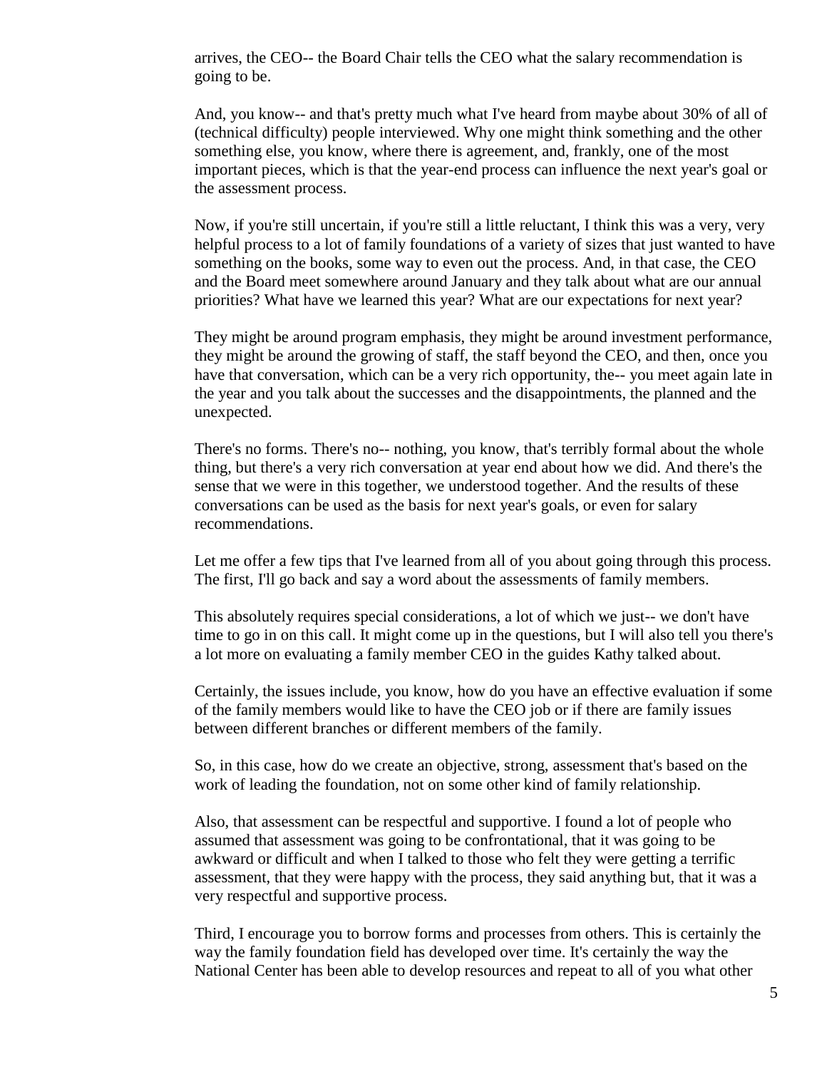arrives, the CEO-- the Board Chair tells the CEO what the salary recommendation is going to be.

And, you know-- and that's pretty much what I've heard from maybe about 30% of all of (technical difficulty) people interviewed. Why one might think something and the other something else, you know, where there is agreement, and, frankly, one of the most important pieces, which is that the year-end process can influence the next year's goal or the assessment process.

Now, if you're still uncertain, if you're still a little reluctant, I think this was a very, very helpful process to a lot of family foundations of a variety of sizes that just wanted to have something on the books, some way to even out the process. And, in that case, the CEO and the Board meet somewhere around January and they talk about what are our annual priorities? What have we learned this year? What are our expectations for next year?

They might be around program emphasis, they might be around investment performance, they might be around the growing of staff, the staff beyond the CEO, and then, once you have that conversation, which can be a very rich opportunity, the-- you meet again late in the year and you talk about the successes and the disappointments, the planned and the unexpected.

There's no forms. There's no-- nothing, you know, that's terribly formal about the whole thing, but there's a very rich conversation at year end about how we did. And there's the sense that we were in this together, we understood together. And the results of these conversations can be used as the basis for next year's goals, or even for salary recommendations.

Let me offer a few tips that I've learned from all of you about going through this process. The first, I'll go back and say a word about the assessments of family members.

This absolutely requires special considerations, a lot of which we just-- we don't have time to go in on this call. It might come up in the questions, but I will also tell you there's a lot more on evaluating a family member CEO in the guides Kathy talked about.

Certainly, the issues include, you know, how do you have an effective evaluation if some of the family members would like to have the CEO job or if there are family issues between different branches or different members of the family.

So, in this case, how do we create an objective, strong, assessment that's based on the work of leading the foundation, not on some other kind of family relationship.

Also, that assessment can be respectful and supportive. I found a lot of people who assumed that assessment was going to be confrontational, that it was going to be awkward or difficult and when I talked to those who felt they were getting a terrific assessment, that they were happy with the process, they said anything but, that it was a very respectful and supportive process.

Third, I encourage you to borrow forms and processes from others. This is certainly the way the family foundation field has developed over time. It's certainly the way the National Center has been able to develop resources and repeat to all of you what other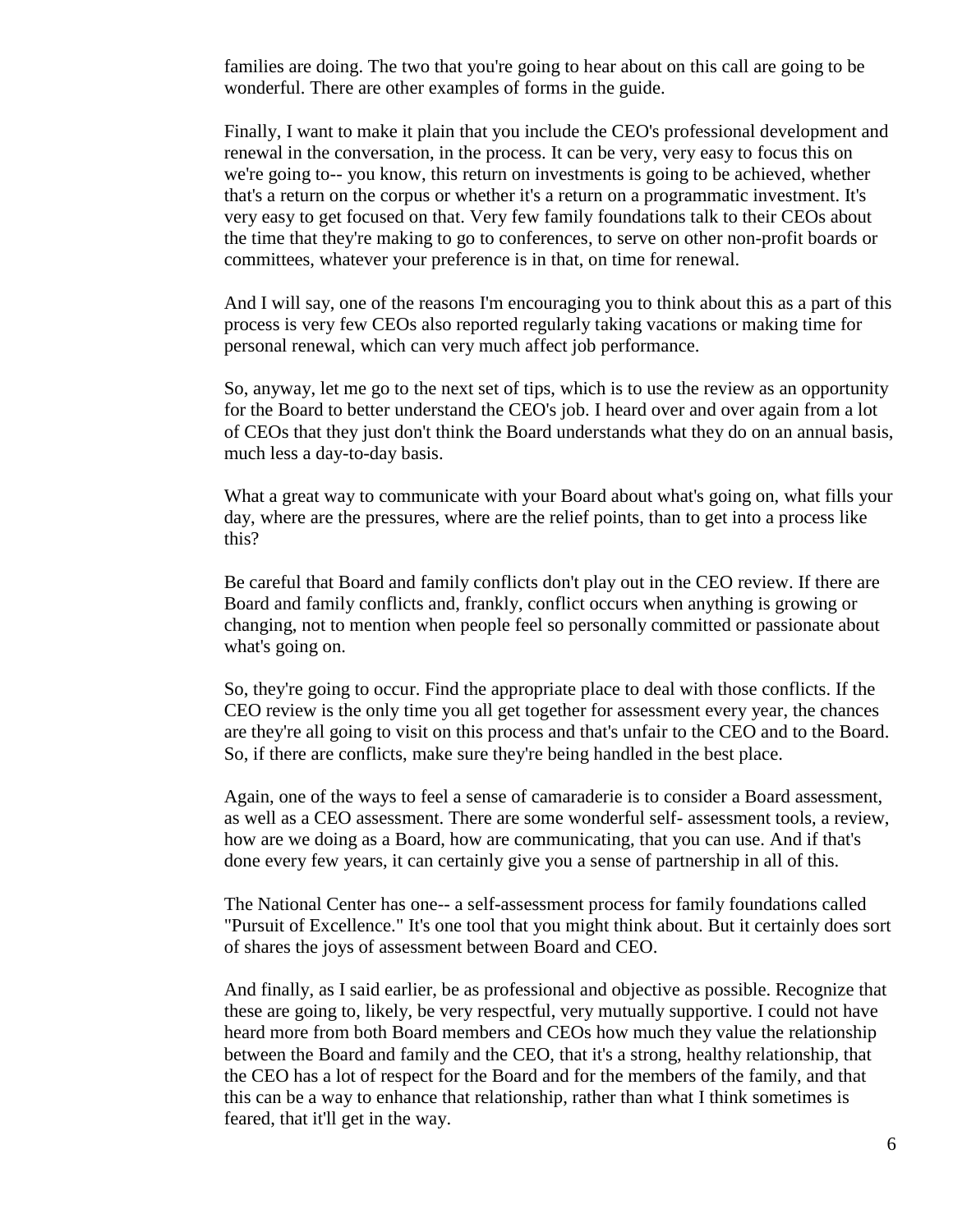families are doing. The two that you're going to hear about on this call are going to be wonderful. There are other examples of forms in the guide.

Finally, I want to make it plain that you include the CEO's professional development and renewal in the conversation, in the process. It can be very, very easy to focus this on we're going to-- you know, this return on investments is going to be achieved, whether that's a return on the corpus or whether it's a return on a programmatic investment. It's very easy to get focused on that. Very few family foundations talk to their CEOs about the time that they're making to go to conferences, to serve on other non-profit boards or committees, whatever your preference is in that, on time for renewal.

And I will say, one of the reasons I'm encouraging you to think about this as a part of this process is very few CEOs also reported regularly taking vacations or making time for personal renewal, which can very much affect job performance.

So, anyway, let me go to the next set of tips, which is to use the review as an opportunity for the Board to better understand the CEO's job. I heard over and over again from a lot of CEOs that they just don't think the Board understands what they do on an annual basis, much less a day-to-day basis.

What a great way to communicate with your Board about what's going on, what fills your day, where are the pressures, where are the relief points, than to get into a process like this?

Be careful that Board and family conflicts don't play out in the CEO review. If there are Board and family conflicts and, frankly, conflict occurs when anything is growing or changing, not to mention when people feel so personally committed or passionate about what's going on.

So, they're going to occur. Find the appropriate place to deal with those conflicts. If the CEO review is the only time you all get together for assessment every year, the chances are they're all going to visit on this process and that's unfair to the CEO and to the Board. So, if there are conflicts, make sure they're being handled in the best place.

Again, one of the ways to feel a sense of camaraderie is to consider a Board assessment, as well as a CEO assessment. There are some wonderful self- assessment tools, a review, how are we doing as a Board, how are communicating, that you can use. And if that's done every few years, it can certainly give you a sense of partnership in all of this.

The National Center has one-- a self-assessment process for family foundations called "Pursuit of Excellence." It's one tool that you might think about. But it certainly does sort of shares the joys of assessment between Board and CEO.

And finally, as I said earlier, be as professional and objective as possible. Recognize that these are going to, likely, be very respectful, very mutually supportive. I could not have heard more from both Board members and CEOs how much they value the relationship between the Board and family and the CEO, that it's a strong, healthy relationship, that the CEO has a lot of respect for the Board and for the members of the family, and that this can be a way to enhance that relationship, rather than what I think sometimes is feared, that it'll get in the way.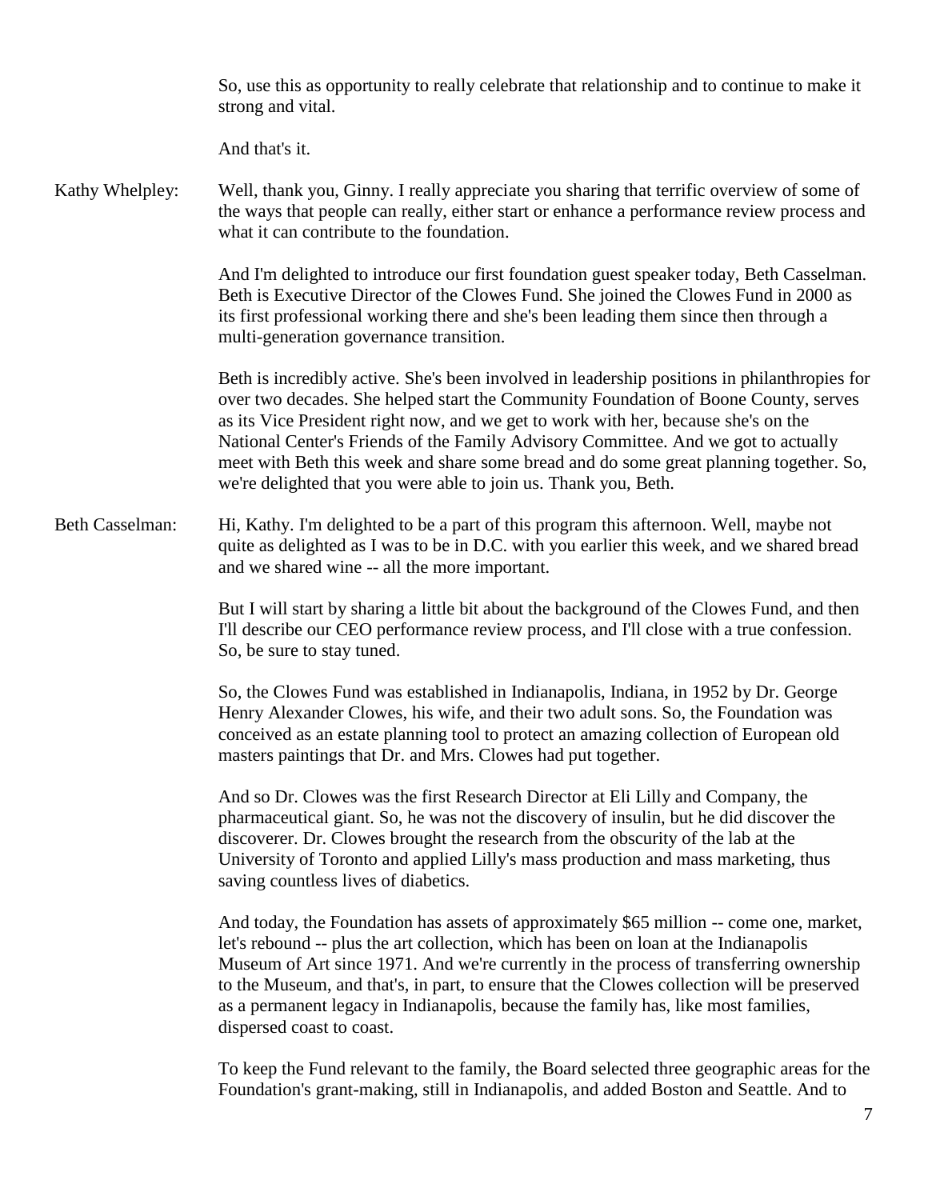So, use this as opportunity to really celebrate that relationship and to continue to make it strong and vital.

And that's it.

Kathy Whelpley: Well, thank you, Ginny. I really appreciate you sharing that terrific overview of some of the ways that people can really, either start or enhance a performance review process and what it can contribute to the foundation.

And I'm delighted to introduce our first foundation guest speaker today, Beth Casselman. Beth is Executive Director of the Clowes Fund. She joined the Clowes Fund in 2000 as its first professional working there and she's been leading them since then through a multi-generation governance transition.

Beth is incredibly active. She's been involved in leadership positions in philanthropies for over two decades. She helped start the Community Foundation of Boone County, serves as its Vice President right now, and we get to work with her, because she's on the National Center's Friends of the Family Advisory Committee. And we got to actually meet with Beth this week and share some bread and do some great planning together. So, we're delighted that you were able to join us. Thank you, Beth.

Beth Casselman: Hi, Kathy. I'm delighted to be a part of this program this afternoon. Well, maybe not quite as delighted as I was to be in D.C. with you earlier this week, and we shared bread and we shared wine -- all the more important.

But I will start by sharing a little bit about the background of the Clowes Fund, and then I'll describe our CEO performance review process, and I'll close with a true confession. So, be sure to stay tuned.

So, the Clowes Fund was established in Indianapolis, Indiana, in 1952 by Dr. George Henry Alexander Clowes, his wife, and their two adult sons. So, the Foundation was conceived as an estate planning tool to protect an amazing collection of European old masters paintings that Dr. and Mrs. Clowes had put together.

And so Dr. Clowes was the first Research Director at Eli Lilly and Company, the pharmaceutical giant. So, he was not the discovery of insulin, but he did discover the discoverer. Dr. Clowes brought the research from the obscurity of the lab at the University of Toronto and applied Lilly's mass production and mass marketing, thus saving countless lives of diabetics.

And today, the Foundation has assets of approximately $65 million -- come one, market, let's rebound -- plus the art collection, which has been on loan at the Indianapolis Museum of Art since 1971. And we're currently in the process of transferring ownership to the Museum, and that's, in part, to ensure that the Clowes collection will be preserved as a permanent legacy in Indianapolis, because the family has, like most families, dispersed coast to coast.

To keep the Fund relevant to the family, the Board selected three geographic areas for the Foundation's grant-making, still in Indianapolis, and added Boston and Seattle. And to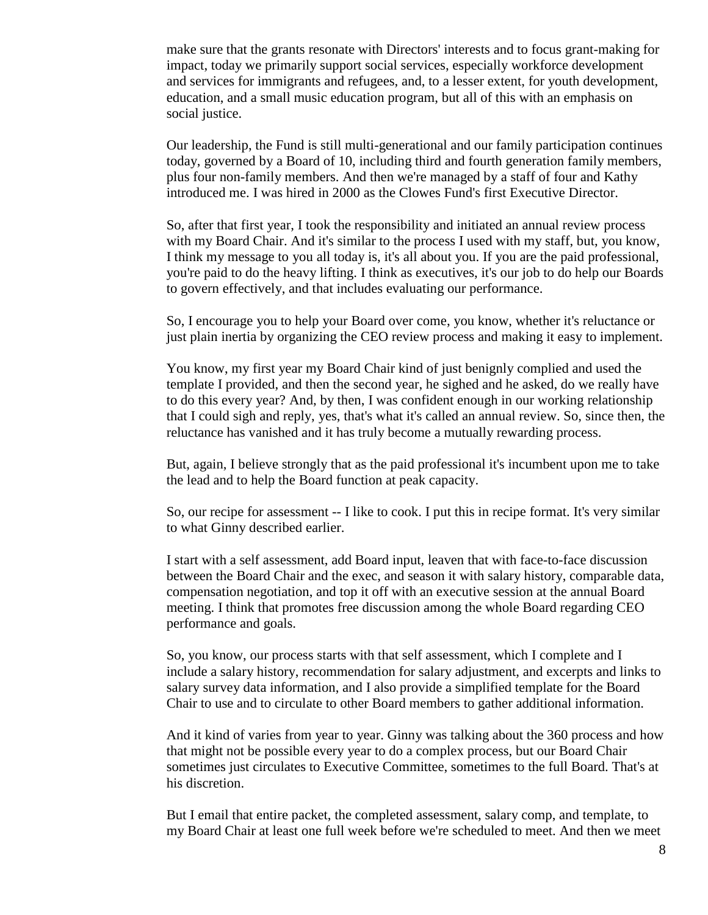make sure that the grants resonate with Directors' interests and to focus grant-making for impact, today we primarily support social services, especially workforce development and services for immigrants and refugees, and, to a lesser extent, for youth development, education, and a small music education program, but all of this with an emphasis on social justice.

Our leadership, the Fund is still multi-generational and our family participation continues today, governed by a Board of 10, including third and fourth generation family members, plus four non-family members. And then we're managed by a staff of four and Kathy introduced me. I was hired in 2000 as the Clowes Fund's first Executive Director.

So, after that first year, I took the responsibility and initiated an annual review process with my Board Chair. And it's similar to the process I used with my staff, but, you know, I think my message to you all today is, it's all about you. If you are the paid professional, you're paid to do the heavy lifting. I think as executives, it's our job to do help our Boards to govern effectively, and that includes evaluating our performance.

So, I encourage you to help your Board over come, you know, whether it's reluctance or just plain inertia by organizing the CEO review process and making it easy to implement.

You know, my first year my Board Chair kind of just benignly complied and used the template I provided, and then the second year, he sighed and he asked, do we really have to do this every year? And, by then, I was confident enough in our working relationship that I could sigh and reply, yes, that's what it's called an annual review. So, since then, the reluctance has vanished and it has truly become a mutually rewarding process.

But, again, I believe strongly that as the paid professional it's incumbent upon me to take the lead and to help the Board function at peak capacity.

So, our recipe for assessment -- I like to cook. I put this in recipe format. It's very similar to what Ginny described earlier.

I start with a self assessment, add Board input, leaven that with face-to-face discussion between the Board Chair and the exec, and season it with salary history, comparable data, compensation negotiation, and top it off with an executive session at the annual Board meeting. I think that promotes free discussion among the whole Board regarding CEO performance and goals.

So, you know, our process starts with that self assessment, which I complete and I include a salary history, recommendation for salary adjustment, and excerpts and links to salary survey data information, and I also provide a simplified template for the Board Chair to use and to circulate to other Board members to gather additional information.

And it kind of varies from year to year. Ginny was talking about the 360 process and how that might not be possible every year to do a complex process, but our Board Chair sometimes just circulates to Executive Committee, sometimes to the full Board. That's at his discretion.

But I email that entire packet, the completed assessment, salary comp, and template, to my Board Chair at least one full week before we're scheduled to meet. And then we meet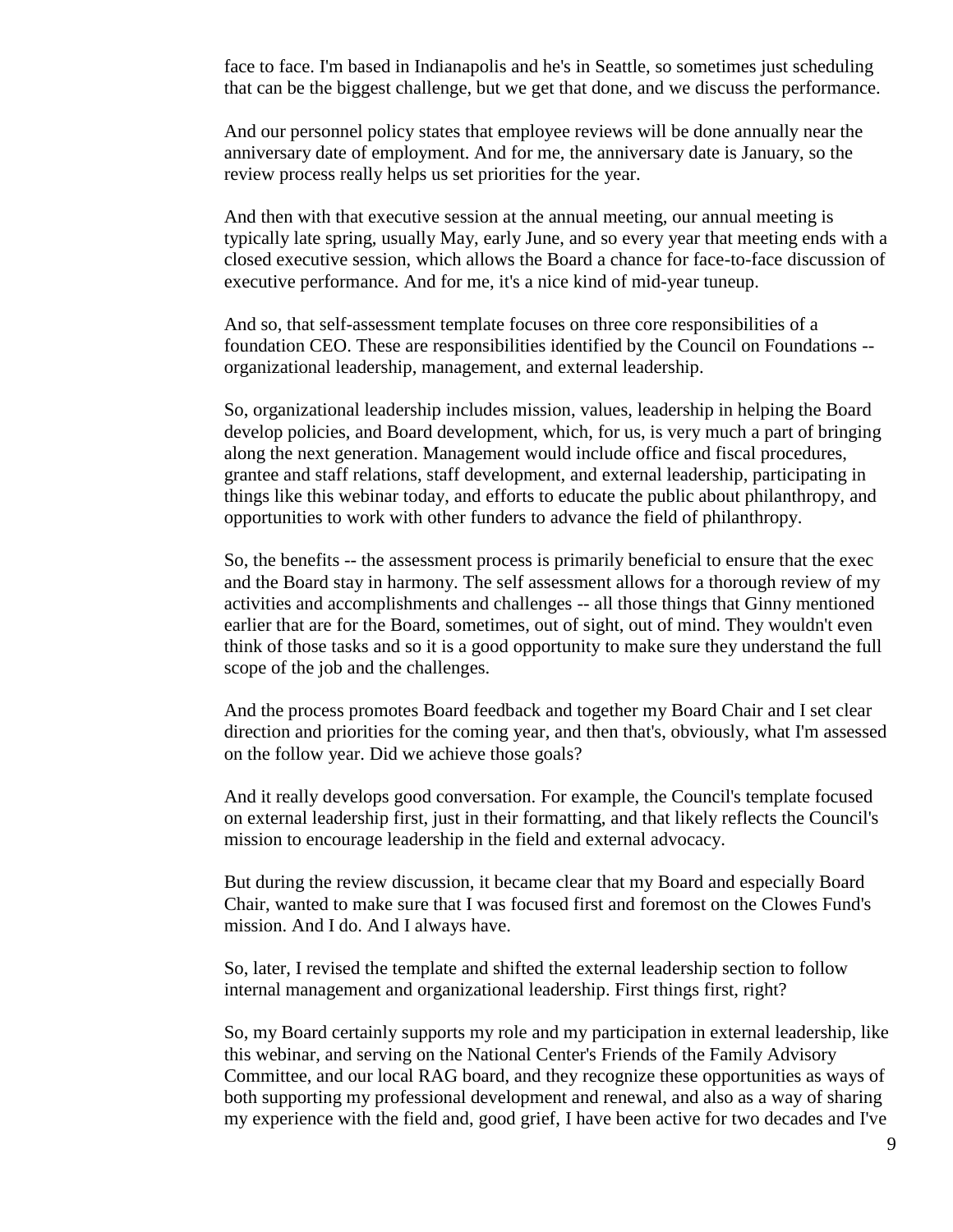face to face. I'm based in Indianapolis and he's in Seattle, so sometimes just scheduling that can be the biggest challenge, but we get that done, and we discuss the performance.

And our personnel policy states that employee reviews will be done annually near the anniversary date of employment. And for me, the anniversary date is January, so the review process really helps us set priorities for the year.

And then with that executive session at the annual meeting, our annual meeting is typically late spring, usually May, early June, and so every year that meeting ends with a closed executive session, which allows the Board a chance for face-to-face discussion of executive performance. And for me, it's a nice kind of mid-year tuneup.

And so, that self-assessment template focuses on three core responsibilities of a foundation CEO. These are responsibilities identified by the Council on Foundations -- organizational leadership, management, and external leadership.

So, organizational leadership includes mission, values, leadership in helping the Board develop policies, and Board development, which, for us, is very much a part of bringing along the next generation. Management would include office and fiscal procedures, grantee and staff relations, staff development, and external leadership, participating in things like this webinar today, and efforts to educate the public about philanthropy, and opportunities to work with other funders to advance the field of philanthropy.

So, the benefits -- the assessment process is primarily beneficial to ensure that the exec and the Board stay in harmony. The self assessment allows for a thorough review of my activities and accomplishments and challenges -- all those things that Ginny mentioned earlier that are for the Board, sometimes, out of sight, out of mind. They wouldn't even think of those tasks and so it is a good opportunity to make sure they understand the full scope of the job and the challenges.

And the process promotes Board feedback and together my Board Chair and I set clear direction and priorities for the coming year, and then that's, obviously, what I'm assessed on the follow year. Did we achieve those goals?

And it really develops good conversation. For example, the Council's template focused on external leadership first, just in their formatting, and that likely reflects the Council's mission to encourage leadership in the field and external advocacy.

But during the review discussion, it became clear that my Board and especially Board Chair, wanted to make sure that I was focused first and foremost on the Clowes Fund's mission. And I do. And I always have.

So, later, I revised the template and shifted the external leadership section to follow internal management and organizational leadership. First things first, right?

So, my Board certainly supports my role and my participation in external leadership, like this webinar, and serving on the National Center's Friends of the Family Advisory Committee, and our local RAG board, and they recognize these opportunities as ways of both supporting my professional development and renewal, and also as a way of sharing my experience with the field and, good grief, I have been active for two decades and I've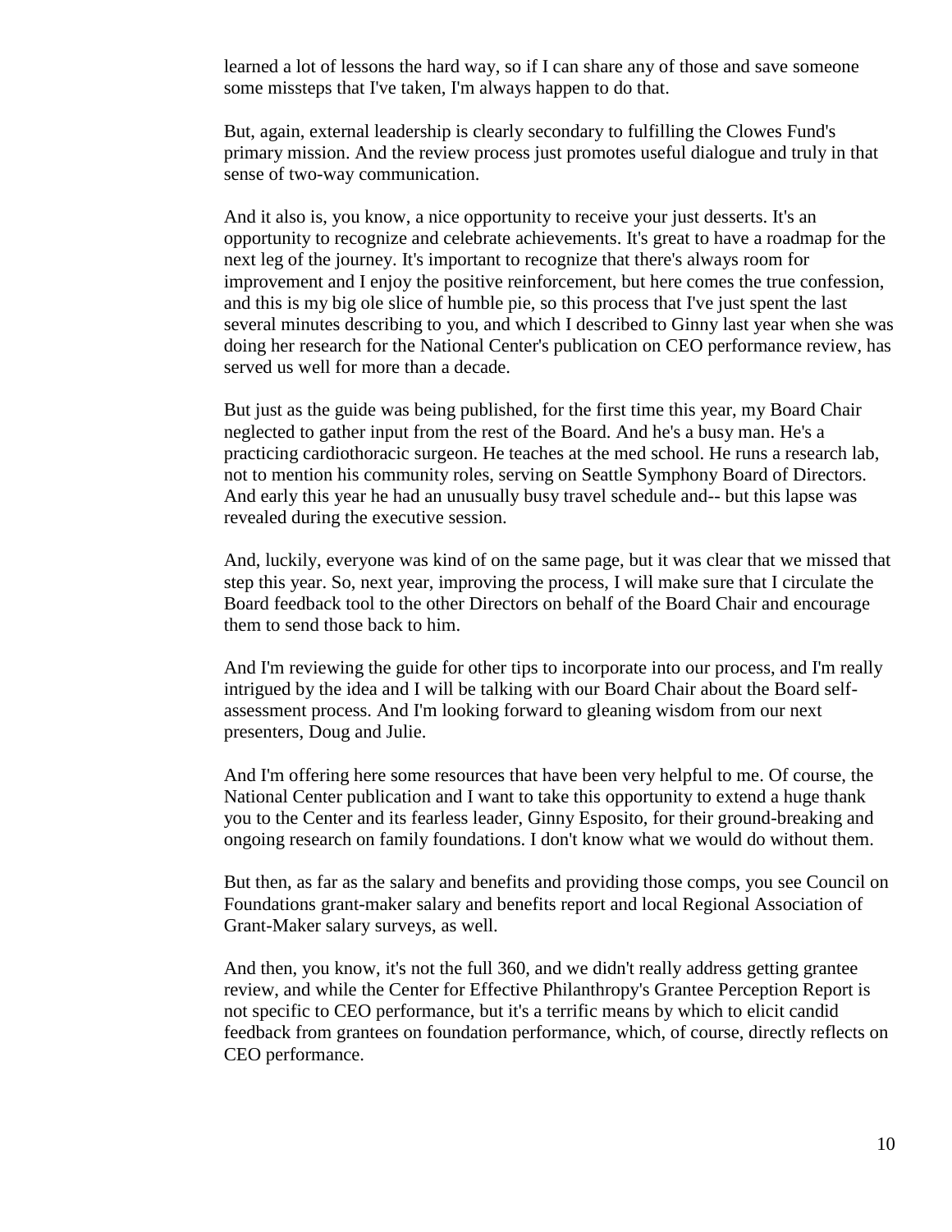learned a lot of lessons the hard way, so if I can share any of those and save someone some missteps that I've taken, I'm always happen to do that.

But, again, external leadership is clearly secondary to fulfilling the Clowes Fund's primary mission. And the review process just promotes useful dialogue and truly in that sense of two-way communication.

And it also is, you know, a nice opportunity to receive your just desserts. It's an opportunity to recognize and celebrate achievements. It's great to have a roadmap for the next leg of the journey. It's important to recognize that there's always room for improvement and I enjoy the positive reinforcement, but here comes the true confession, and this is my big ole slice of humble pie, so this process that I've just spent the last several minutes describing to you, and which I described to Ginny last year when she was doing her research for the National Center's publication on CEO performance review, has served us well for more than a decade.

But just as the guide was being published, for the first time this year, my Board Chair neglected to gather input from the rest of the Board. And he's a busy man. He's a practicing cardiothoracic surgeon. He teaches at the med school. He runs a research lab, not to mention his community roles, serving on Seattle Symphony Board of Directors. And early this year he had an unusually busy travel schedule and-- but this lapse was revealed during the executive session.

And, luckily, everyone was kind of on the same page, but it was clear that we missed that step this year. So, next year, improving the process, I will make sure that I circulate the Board feedback tool to the other Directors on behalf of the Board Chair and encourage them to send those back to him.

And I'm reviewing the guide for other tips to incorporate into our process, and I'm really intrigued by the idea and I will be talking with our Board Chair about the Board self-assessment process. And I'm looking forward to gleaning wisdom from our next presenters, Doug and Julie.

And I'm offering here some resources that have been very helpful to me. Of course, the National Center publication and I want to take this opportunity to extend a huge thank you to the Center and its fearless leader, Ginny Esposito, for their ground-breaking and ongoing research on family foundations. I don't know what we would do without them.

But then, as far as the salary and benefits and providing those comps, you see Council on Foundations grant-maker salary and benefits report and local Regional Association of Grant-Maker salary surveys, as well.

And then, you know, it's not the full 360, and we didn't really address getting grantee review, and while the Center for Effective Philanthropy's Grantee Perception Report is not specific to CEO performance, but it's a terrific means by which to elicit candid feedback from grantees on foundation performance, which, of course, directly reflects on CEO performance.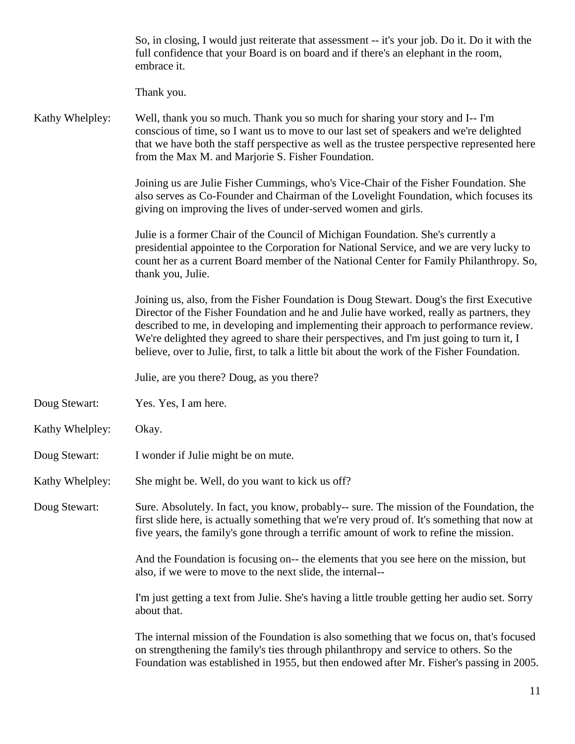So, in closing, I would just reiterate that assessment -- it's your job. Do it. Do it with the full confidence that your Board is on board and if there's an elephant in the room, embrace it.

Thank you.

**Kathy Whelpley:** Well, thank you so much. Thank you so much for sharing your story and I-- I'm conscious of time, so I want us to move to our last set of speakers and we're delighted that we have both the staff perspective as well as the trustee perspective represented here from the Max M. and Marjorie S. Fisher Foundation.

Joining us are Julie Fisher Cummings, who's Vice-Chair of the Fisher Foundation. She also serves as Co-Founder and Chairman of the Lovelight Foundation, which focuses its giving on improving the lives of under-served women and girls.

Julie is a former Chair of the Council of Michigan Foundation. She's currently a presidential appointee to the Corporation for National Service, and we are very lucky to count her as a current Board member of the National Center for Family Philanthropy. So, thank you, Julie.

Joining us, also, from the Fisher Foundation is Doug Stewart. Doug's the first Executive Director of the Fisher Foundation and he and Julie have worked, really as partners, they described to me, in developing and implementing their approach to performance review. We're delighted they agreed to share their perspectives, and I'm just going to turn it, I believe, over to Julie, first, to talk a little bit about the work of the Fisher Foundation.

Julie, are you there? Doug, as you there?

**Doug Stewart:** Yes. Yes, I am here.

**Kathy Whelpley:** Okay.

**Doug Stewart:** I wonder if Julie might be on mute.

**Kathy Whelpley:** She might be. Well, do you want to kick us off?

**Doug Stewart:** Sure. Absolutely. In fact, you know, probably-- sure. The mission of the Foundation, the first slide here, is actually something that we're very proud of. It's something that now at five years, the family's gone through a terrific amount of work to refine the mission.

And the Foundation is focusing on-- the elements that you see here on the mission, but also, if we were to move to the next slide, the internal--

I'm just getting a text from Julie. She's having a little trouble getting her audio set. Sorry about that.

The internal mission of the Foundation is also something that we focus on, that's focused on strengthening the family's ties through philanthropy and service to others. So the Foundation was established in 1955, but then endowed after Mr. Fisher's passing in 2005.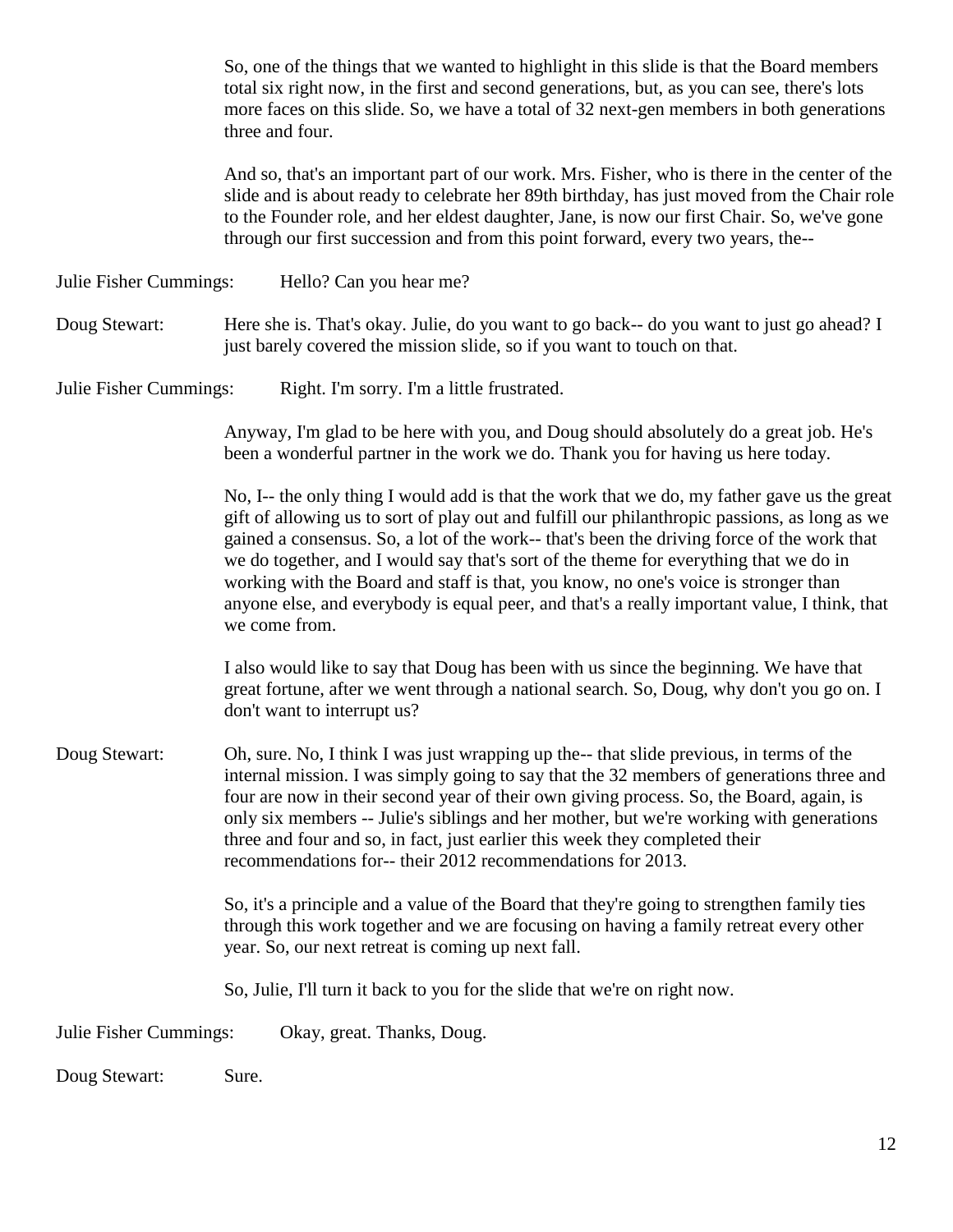So, one of the things that we wanted to highlight in this slide is that the Board members total six right now, in the first and second generations, but, as you can see, there's lots more faces on this slide. So, we have a total of 32 next-gen members in both generations three and four.

And so, that's an important part of our work. Mrs. Fisher, who is there in the center of the slide and is about ready to celebrate her 89th birthday, has just moved from the Chair role to the Founder role, and her eldest daughter, Jane, is now our first Chair. So, we've gone through our first succession and from this point forward, every two years, the--

Julie Fisher Cummings: Hello? Can you hear me?

Doug Stewart: Here she is. That's okay. Julie, do you want to go back-- do you want to just go ahead? I just barely covered the mission slide, so if you want to touch on that.

Julie Fisher Cummings: Right. I'm sorry. I'm a little frustrated.

Anyway, I'm glad to be here with you, and Doug should absolutely do a great job. He's been a wonderful partner in the work we do. Thank you for having us here today.

No, I-- the only thing I would add is that the work that we do, my father gave us the great gift of allowing us to sort of play out and fulfill our philanthropic passions, as long as we gained a consensus. So, a lot of the work-- that's been the driving force of the work that we do together, and I would say that's sort of the theme for everything that we do in working with the Board and staff is that, you know, no one's voice is stronger than anyone else, and everybody is equal peer, and that's a really important value, I think, that we come from.

I also would like to say that Doug has been with us since the beginning. We have that great fortune, after we went through a national search. So, Doug, why don't you go on. I don't want to interrupt us?

Doug Stewart: Oh, sure. No, I think I was just wrapping up the-- that slide previous, in terms of the internal mission. I was simply going to say that the 32 members of generations three and four are now in their second year of their own giving process. So, the Board, again, is only six members -- Julie's siblings and her mother, but we're working with generations three and four and so, in fact, just earlier this week they completed their recommendations for-- their 2012 recommendations for 2013.

So, it's a principle and a value of the Board that they're going to strengthen family ties through this work together and we are focusing on having a family retreat every other year. So, our next retreat is coming up next fall.

So, Julie, I'll turn it back to you for the slide that we're on right now.

Julie Fisher Cummings: Okay, great. Thanks, Doug.

Doug Stewart: Sure.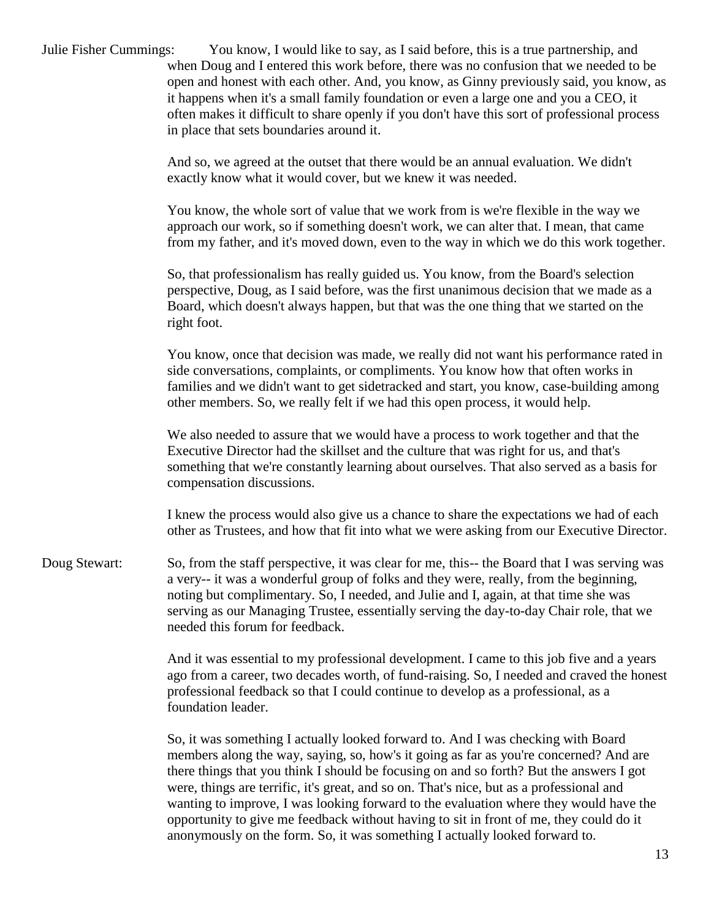Julie Fisher Cummings: You know, I would like to say, as I said before, this is a true partnership, and when Doug and I entered this work before, there was no confusion that we needed to be open and honest with each other. And, you know, as Ginny previously said, you know, as it happens when it's a small family foundation or even a large one and you a CEO, it often makes it difficult to share openly if you don't have this sort of professional process in place that sets boundaries around it.

And so, we agreed at the outset that there would be an annual evaluation. We didn't exactly know what it would cover, but we knew it was needed.

You know, the whole sort of value that we work from is we're flexible in the way we approach our work, so if something doesn't work, we can alter that. I mean, that came from my father, and it's moved down, even to the way in which we do this work together.

So, that professionalism has really guided us. You know, from the Board's selection perspective, Doug, as I said before, was the first unanimous decision that we made as a Board, which doesn't always happen, but that was the one thing that we started on the right foot.

You know, once that decision was made, we really did not want his performance rated in side conversations, complaints, or compliments. You know how that often works in families and we didn't want to get sidetracked and start, you know, case-building among other members. So, we really felt if we had this open process, it would help.

We also needed to assure that we would have a process to work together and that the Executive Director had the skillset and the culture that was right for us, and that's something that we're constantly learning about ourselves. That also served as a basis for compensation discussions.

I knew the process would also give us a chance to share the expectations we had of each other as Trustees, and how that fit into what we were asking from our Executive Director.

Doug Stewart: So, from the staff perspective, it was clear for me, this-- the Board that I was serving was a very-- it was a wonderful group of folks and they were, really, from the beginning, noting but complimentary. So, I needed, and Julie and I, again, at that time she was serving as our Managing Trustee, essentially serving the day-to-day Chair role, that we needed this forum for feedback.

And it was essential to my professional development. I came to this job five and a years ago from a career, two decades worth, of fund-raising. So, I needed and craved the honest professional feedback so that I could continue to develop as a professional, as a foundation leader.

So, it was something I actually looked forward to. And I was checking with Board members along the way, saying, so, how's it going as far as you're concerned? And are there things that you think I should be focusing on and so forth? But the answers I got were, things are terrific, it's great, and so on. That's nice, but as a professional and wanting to improve, I was looking forward to the evaluation where they would have the opportunity to give me feedback without having to sit in front of me, they could do it anonymously on the form. So, it was something I actually looked forward to.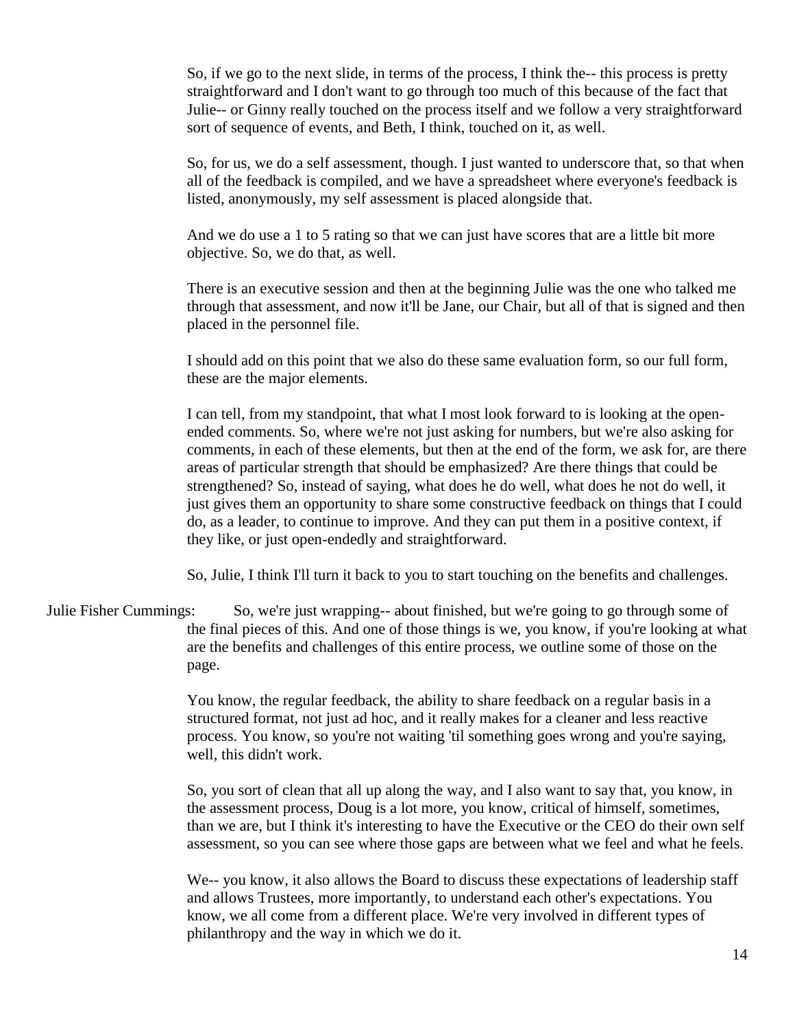So, if we go to the next slide, in terms of the process, I think the-- this process is pretty straightforward and I don't want to go through too much of this because of the fact that Julie-- or Ginny really touched on the process itself and we follow a very straightforward sort of sequence of events, and Beth, I think, touched on it, as well.

So, for us, we do a self assessment, though. I just wanted to underscore that, so that when all of the feedback is compiled, and we have a spreadsheet where everyone's feedback is listed, anonymously, my self assessment is placed alongside that.

And we do use a 1 to 5 rating so that we can just have scores that are a little bit more objective. So, we do that, as well.

There is an executive session and then at the beginning Julie was the one who talked me through that assessment, and now it'll be Jane, our Chair, but all of that is signed and then placed in the personnel file.

I should add on this point that we also do these same evaluation form, so our full form, these are the major elements.

I can tell, from my standpoint, that what I most look forward to is looking at the open-ended comments. So, where we're not just asking for numbers, but we're also asking for comments, in each of these elements, but then at the end of the form, we ask for, are there areas of particular strength that should be emphasized? Are there things that could be strengthened? So, instead of saying, what does he do well, what does he not do well, it just gives them an opportunity to share some constructive feedback on things that I could do, as a leader, to continue to improve. And they can put them in a positive context, if they like, or just open-endedly and straightforward.

So, Julie, I think I'll turn it back to you to start touching on the benefits and challenges.

Julie Fisher Cummings: So, we're just wrapping-- about finished, but we're going to go through some of the final pieces of this. And one of those things is we, you know, if you're looking at what are the benefits and challenges of this entire process, we outline some of those on the page.

You know, the regular feedback, the ability to share feedback on a regular basis in a structured format, not just ad hoc, and it really makes for a cleaner and less reactive process. You know, so you're not waiting 'til something goes wrong and you're saying, well, this didn't work.

So, you sort of clean that all up along the way, and I also want to say that, you know, in the assessment process, Doug is a lot more, you know, critical of himself, sometimes, than we are, but I think it's interesting to have the Executive or the CEO do their own self assessment, so you can see where those gaps are between what we feel and what he feels.

We-- you know, it also allows the Board to discuss these expectations of leadership staff and allows Trustees, more importantly, to understand each other's expectations. You know, we all come from a different place. We're very involved in different types of philanthropy and the way in which we do it.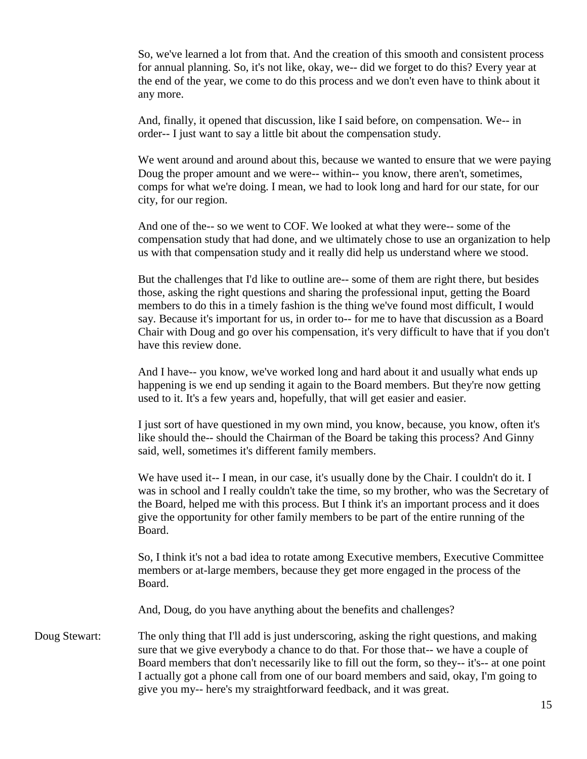So, we've learned a lot from that. And the creation of this smooth and consistent process for annual planning. So, it's not like, okay, we-- did we forget to do this? Every year at the end of the year, we come to do this process and we don't even have to think about it any more.

And, finally, it opened that discussion, like I said before, on compensation. We-- in order-- I just want to say a little bit about the compensation study.

We went around and around about this, because we wanted to ensure that we were paying Doug the proper amount and we were-- within-- you know, there aren't, sometimes, comps for what we're doing. I mean, we had to look long and hard for our state, for our city, for our region.

And one of the-- so we went to COF. We looked at what they were-- some of the compensation study that had done, and we ultimately chose to use an organization to help us with that compensation study and it really did help us understand where we stood.

But the challenges that I'd like to outline are-- some of them are right there, but besides those, asking the right questions and sharing the professional input, getting the Board members to do this in a timely fashion is the thing we've found most difficult, I would say. Because it's important for us, in order to-- for me to have that discussion as a Board Chair with Doug and go over his compensation, it's very difficult to have that if you don't have this review done.

And I have-- you know, we've worked long and hard about it and usually what ends up happening is we end up sending it again to the Board members. But they're now getting used to it. It's a few years and, hopefully, that will get easier and easier.

I just sort of have questioned in my own mind, you know, because, you know, often it's like should the-- should the Chairman of the Board be taking this process? And Ginny said, well, sometimes it's different family members.

We have used it-- I mean, in our case, it's usually done by the Chair. I couldn't do it. I was in school and I really couldn't take the time, so my brother, who was the Secretary of the Board, helped me with this process. But I think it's an important process and it does give the opportunity for other family members to be part of the entire running of the Board.

So, I think it's not a bad idea to rotate among Executive members, Executive Committee members or at-large members, because they get more engaged in the process of the Board.

And, Doug, do you have anything about the benefits and challenges?

Doug Stewart: The only thing that I'll add is just underscoring, asking the right questions, and making sure that we give everybody a chance to do that. For those that-- we have a couple of Board members that don't necessarily like to fill out the form, so they-- it's-- at one point I actually got a phone call from one of our board members and said, okay, I'm going to give you my-- here's my straightforward feedback, and it was great.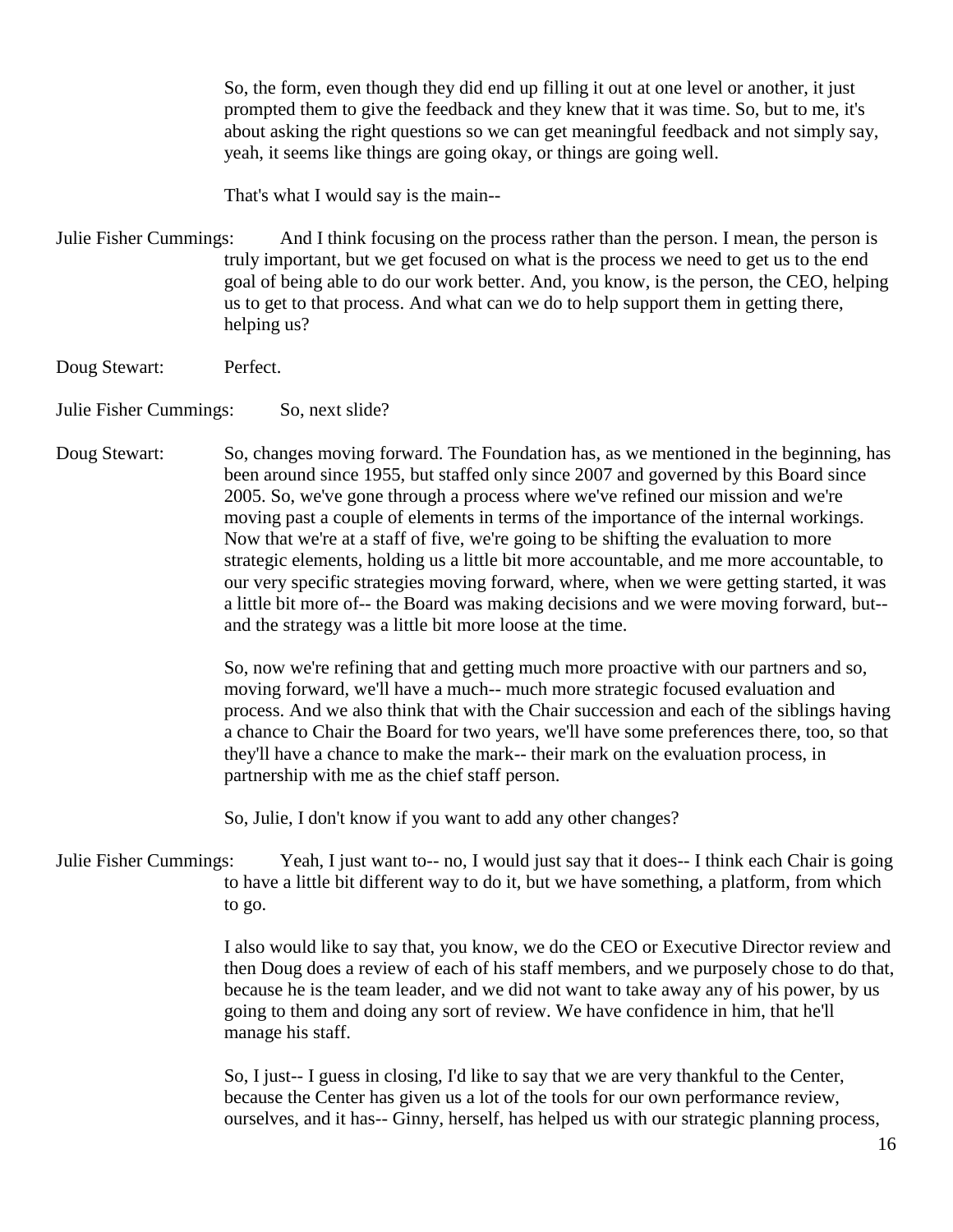So, the form, even though they did end up filling it out at one level or another, it just prompted them to give the feedback and they knew that it was time. So, but to me, it's about asking the right questions so we can get meaningful feedback and not simply say, yeah, it seems like things are going okay, or things are going well.

That's what I would say is the main--

Julie Fisher Cummings: And I think focusing on the process rather than the person. I mean, the person is truly important, but we get focused on what is the process we need to get us to the end goal of being able to do our work better. And, you know, is the person, the CEO, helping us to get to that process. And what can we do to help support them in getting there, helping us?

Doug Stewart: Perfect.

Julie Fisher Cummings: So, next slide?

Doug Stewart: So, changes moving forward. The Foundation has, as we mentioned in the beginning, has been around since 1955, but staffed only since 2007 and governed by this Board since 2005. So, we've gone through a process where we've refined our mission and we're moving past a couple of elements in terms of the importance of the internal workings. Now that we're at a staff of five, we're going to be shifting the evaluation to more strategic elements, holding us a little bit more accountable, and me more accountable, to our very specific strategies moving forward, where, when we were getting started, it was a little bit more of-- the Board was making decisions and we were moving forward, but-- and the strategy was a little bit more loose at the time.

So, now we're refining that and getting much more proactive with our partners and so, moving forward, we'll have a much-- much more strategic focused evaluation and process. And we also think that with the Chair succession and each of the siblings having a chance to Chair the Board for two years, we'll have some preferences there, too, so that they'll have a chance to make the mark-- their mark on the evaluation process, in partnership with me as the chief staff person.

So, Julie, I don't know if you want to add any other changes?

Julie Fisher Cummings: Yeah, I just want to-- no, I would just say that it does-- I think each Chair is going to have a little bit different way to do it, but we have something, a platform, from which to go.

I also would like to say that, you know, we do the CEO or Executive Director review and then Doug does a review of each of his staff members, and we purposely chose to do that, because he is the team leader, and we did not want to take away any of his power, by us going to them and doing any sort of review. We have confidence in him, that he'll manage his staff.

So, I just-- I guess in closing, I'd like to say that we are very thankful to the Center, because the Center has given us a lot of the tools for our own performance review, ourselves, and it has-- Ginny, herself, has helped us with our strategic planning process,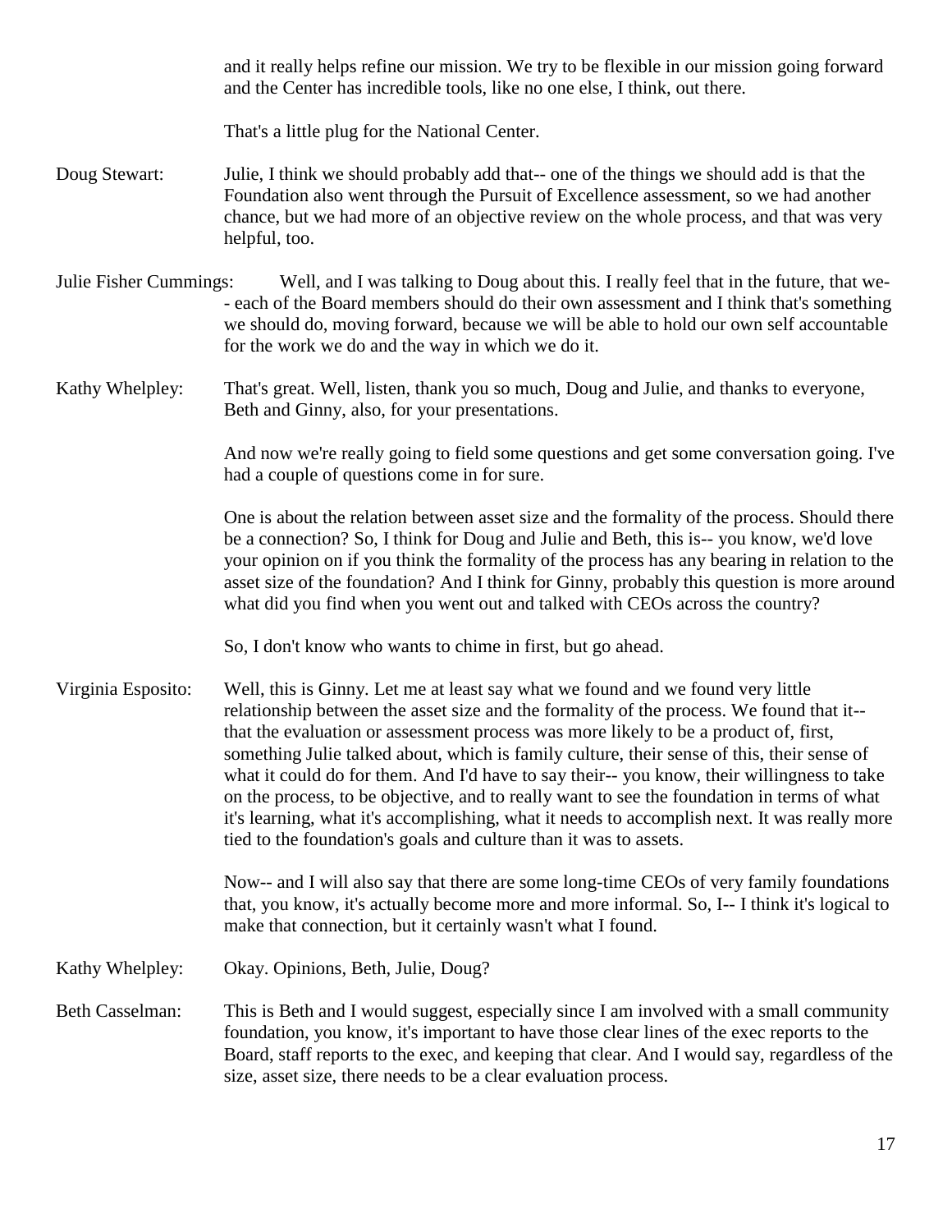and it really helps refine our mission. We try to be flexible in our mission going forward and the Center has incredible tools, like no one else, I think, out there.

That's a little plug for the National Center.

Doug Stewart: Julie, I think we should probably add that-- one of the things we should add is that the Foundation also went through the Pursuit of Excellence assessment, so we had another chance, but we had more of an objective review on the whole process, and that was very helpful, too.

Julie Fisher Cummings: Well, and I was talking to Doug about this. I really feel that in the future, that we-- each of the Board members should do their own assessment and I think that's something we should do, moving forward, because we will be able to hold our own self accountable for the work we do and the way in which we do it.

Kathy Whelpley: That's great. Well, listen, thank you so much, Doug and Julie, and thanks to everyone, Beth and Ginny, also, for your presentations.

And now we're really going to field some questions and get some conversation going. I've had a couple of questions come in for sure.

One is about the relation between asset size and the formality of the process. Should there be a connection? So, I think for Doug and Julie and Beth, this is-- you know, we'd love your opinion on if you think the formality of the process has any bearing in relation to the asset size of the foundation? And I think for Ginny, probably this question is more around what did you find when you went out and talked with CEOs across the country?

So, I don't know who wants to chime in first, but go ahead.

Virginia Esposito: Well, this is Ginny. Let me at least say what we found and we found very little relationship between the asset size and the formality of the process. We found that it-- that the evaluation or assessment process was more likely to be a product of, first, something Julie talked about, which is family culture, their sense of this, their sense of what it could do for them. And I'd have to say their-- you know, their willingness to take on the process, to be objective, and to really want to see the foundation in terms of what it's learning, what it's accomplishing, what it needs to accomplish next. It was really more tied to the foundation's goals and culture than it was to assets.

Now-- and I will also say that there are some long-time CEOs of very family foundations that, you know, it's actually become more and more informal. So, I-- I think it's logical to make that connection, but it certainly wasn't what I found.

Kathy Whelpley: Okay. Opinions, Beth, Julie, Doug?

Beth Casselman: This is Beth and I would suggest, especially since I am involved with a small community foundation, you know, it's important to have those clear lines of the exec reports to the Board, staff reports to the exec, and keeping that clear. And I would say, regardless of the size, asset size, there needs to be a clear evaluation process.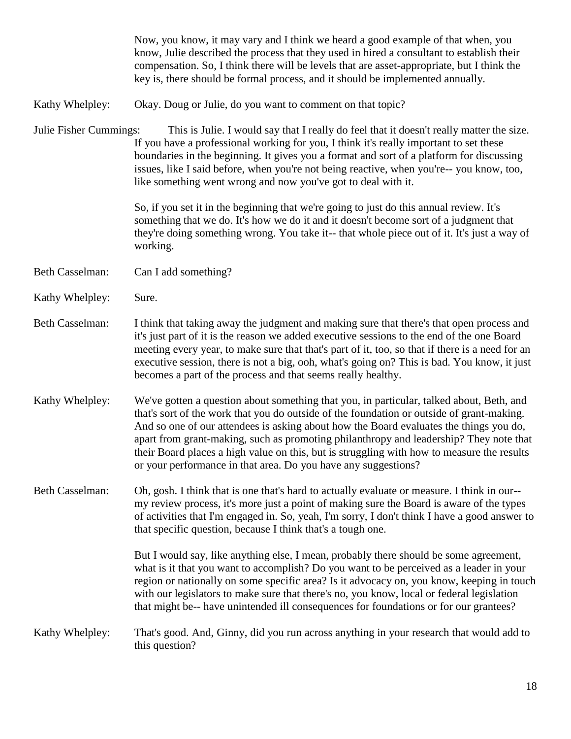Now, you know, it may vary and I think we heard a good example of that when, you know, Julie described the process that they used in hired a consultant to establish their compensation. So, I think there will be levels that are asset-appropriate, but I think the key is, there should be formal process, and it should be implemented annually.

Kathy Whelpley: Okay. Doug or Julie, do you want to comment on that topic?

Julie Fisher Cummings: This is Julie. I would say that I really do feel that it doesn't really matter the size. If you have a professional working for you, I think it's really important to set these boundaries in the beginning. It gives you a format and sort of a platform for discussing issues, like I said before, when you're not being reactive, when you're-- you know, too, like something went wrong and now you've got to deal with it.

So, if you set it in the beginning that we're going to just do this annual review. It's something that we do. It's how we do it and it doesn't become sort of a judgment that they're doing something wrong. You take it-- that whole piece out of it. It's just a way of working.

Beth Casselman: Can I add something?

Kathy Whelpley: Sure.

Beth Casselman: I think that taking away the judgment and making sure that there's that open process and it's just part of it is the reason we added executive sessions to the end of the one Board meeting every year, to make sure that that's part of it, too, so that if there is a need for an executive session, there is not a big, ooh, what's going on? This is bad. You know, it just becomes a part of the process and that seems really healthy.

Kathy Whelpley: We've gotten a question about something that you, in particular, talked about, Beth, and that's sort of the work that you do outside of the foundation or outside of grant-making. And so one of our attendees is asking about how the Board evaluates the things you do, apart from grant-making, such as promoting philanthropy and leadership? They note that their Board places a high value on this, but is struggling with how to measure the results or your performance in that area. Do you have any suggestions?

Beth Casselman: Oh, gosh. I think that is one that's hard to actually evaluate or measure. I think in our-- my review process, it's more just a point of making sure the Board is aware of the types of activities that I'm engaged in. So, yeah, I'm sorry, I don't think I have a good answer to that specific question, because I think that's a tough one.

But I would say, like anything else, I mean, probably there should be some agreement, what is it that you want to accomplish? Do you want to be perceived as a leader in your region or nationally on some specific area? Is it advocacy on, you know, keeping in touch with our legislators to make sure that there's no, you know, local or federal legislation that might be-- have unintended ill consequences for foundations or for our grantees?

Kathy Whelpley: That's good. And, Ginny, did you run across anything in your research that would add to this question?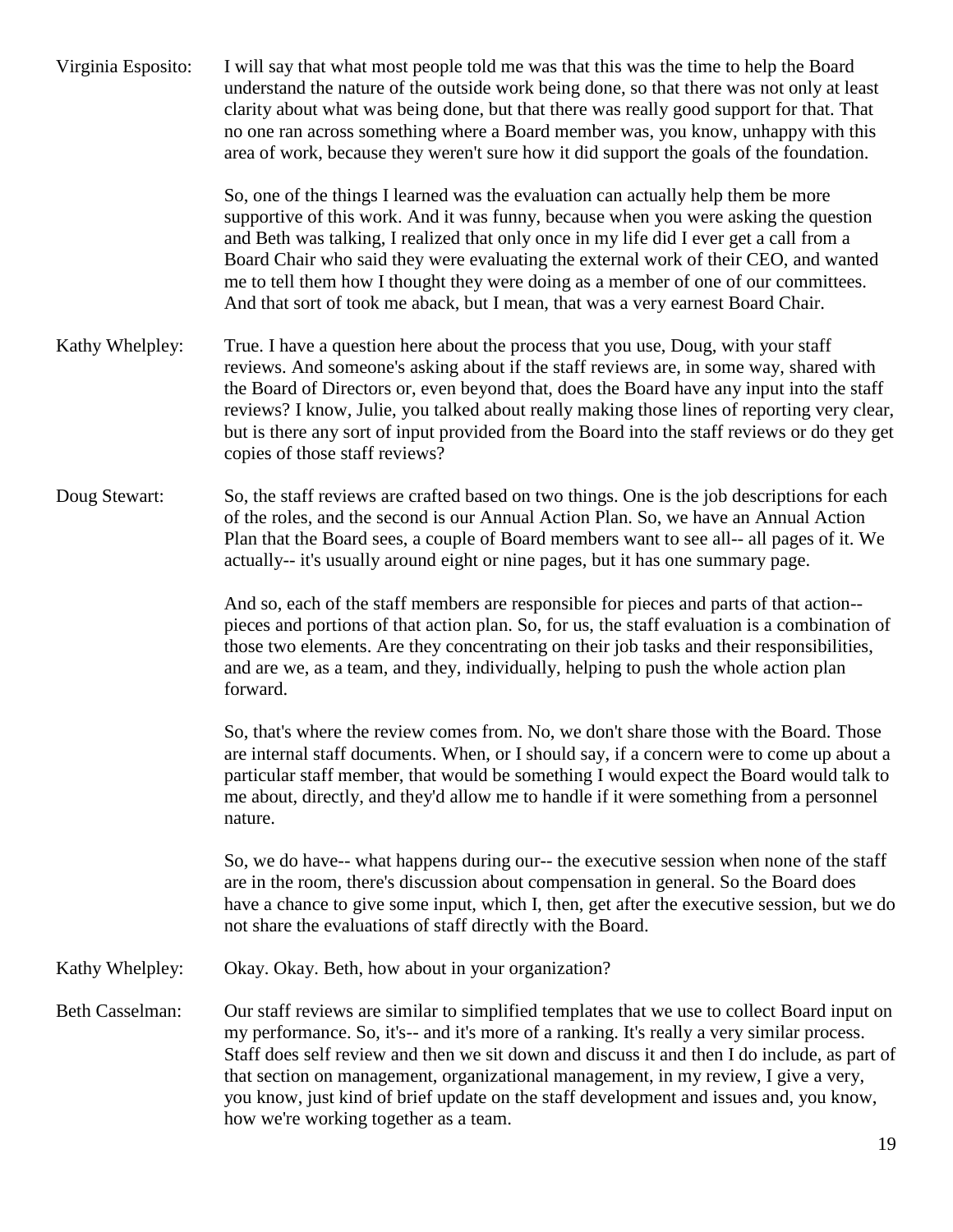Virginia Esposito: I will say that what most people told me was that this was the time to help the Board understand the nature of the outside work being done, so that there was not only at least clarity about what was being done, but that there was really good support for that. That no one ran across something where a Board member was, you know, unhappy with this area of work, because they weren't sure how it did support the goals of the foundation.

So, one of the things I learned was the evaluation can actually help them be more supportive of this work. And it was funny, because when you were asking the question and Beth was talking, I realized that only once in my life did I ever get a call from a Board Chair who said they were evaluating the external work of their CEO, and wanted me to tell them how I thought they were doing as a member of one of our committees. And that sort of took me aback, but I mean, that was a very earnest Board Chair.

Kathy Whelpley: True. I have a question here about the process that you use, Doug, with your staff reviews. And someone's asking about if the staff reviews are, in some way, shared with the Board of Directors or, even beyond that, does the Board have any input into the staff reviews? I know, Julie, you talked about really making those lines of reporting very clear, but is there any sort of input provided from the Board into the staff reviews or do they get copies of those staff reviews?

Doug Stewart: So, the staff reviews are crafted based on two things. One is the job descriptions for each of the roles, and the second is our Annual Action Plan. So, we have an Annual Action Plan that the Board sees, a couple of Board members want to see all-- all pages of it. We actually-- it's usually around eight or nine pages, but it has one summary page.

And so, each of the staff members are responsible for pieces and parts of that action-- pieces and portions of that action plan. So, for us, the staff evaluation is a combination of those two elements. Are they concentrating on their job tasks and their responsibilities, and are we, as a team, and they, individually, helping to push the whole action plan forward.

So, that's where the review comes from. No, we don't share those with the Board. Those are internal staff documents. When, or I should say, if a concern were to come up about a particular staff member, that would be something I would expect the Board would talk to me about, directly, and they'd allow me to handle if it were something from a personnel nature.

So, we do have-- what happens during our-- the executive session when none of the staff are in the room, there's discussion about compensation in general. So the Board does have a chance to give some input, which I, then, get after the executive session, but we do not share the evaluations of staff directly with the Board.

Kathy Whelpley: Okay. Okay. Beth, how about in your organization?

Beth Casselman: Our staff reviews are similar to simplified templates that we use to collect Board input on my performance. So, it's-- and it's more of a ranking. It's really a very similar process. Staff does self review and then we sit down and discuss it and then I do include, as part of that section on management, organizational management, in my review, I give a very, you know, just kind of brief update on the staff development and issues and, you know, how we're working together as a team.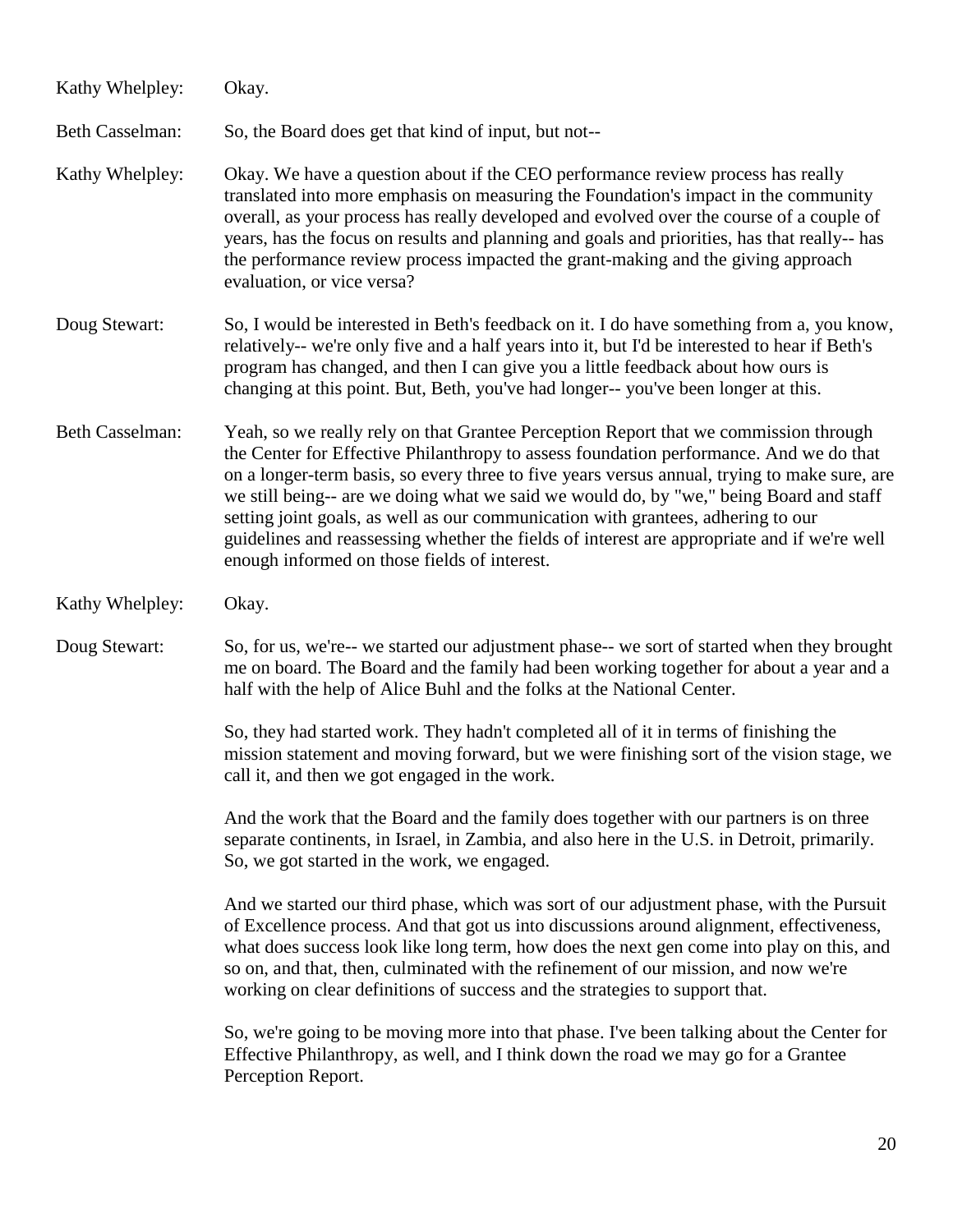Kathy Whelpley: Okay.

Beth Casselman: So, the Board does get that kind of input, but not--

Kathy Whelpley: Okay. We have a question about if the CEO performance review process has really translated into more emphasis on measuring the Foundation's impact in the community overall, as your process has really developed and evolved over the course of a couple of years, has the focus on results and planning and goals and priorities, has that really-- has the performance review process impacted the grant-making and the giving approach evaluation, or vice versa?

Doug Stewart: So, I would be interested in Beth's feedback on it. I do have something from a, you know, relatively-- we're only five and a half years into it, but I'd be interested to hear if Beth's program has changed, and then I can give you a little feedback about how ours is changing at this point. But, Beth, you've had longer-- you've been longer at this.

Beth Casselman: Yeah, so we really rely on that Grantee Perception Report that we commission through the Center for Effective Philanthropy to assess foundation performance. And we do that on a longer-term basis, so every three to five years versus annual, trying to make sure, are we still being-- are we doing what we said we would do, by "we," being Board and staff setting joint goals, as well as our communication with grantees, adhering to our guidelines and reassessing whether the fields of interest are appropriate and if we're well enough informed on those fields of interest.

Kathy Whelpley: Okay.

Doug Stewart: So, for us, we're-- we started our adjustment phase-- we sort of started when they brought me on board. The Board and the family had been working together for about a year and a half with the help of Alice Buhl and the folks at the National Center.

So, they had started work. They hadn't completed all of it in terms of finishing the mission statement and moving forward, but we were finishing sort of the vision stage, we call it, and then we got engaged in the work.

And the work that the Board and the family does together with our partners is on three separate continents, in Israel, in Zambia, and also here in the U.S. in Detroit, primarily. So, we got started in the work, we engaged.

And we started our third phase, which was sort of our adjustment phase, with the Pursuit of Excellence process. And that got us into discussions around alignment, effectiveness, what does success look like long term, how does the next gen come into play on this, and so on, and that, then, culminated with the refinement of our mission, and now we're working on clear definitions of success and the strategies to support that.

So, we're going to be moving more into that phase. I've been talking about the Center for Effective Philanthropy, as well, and I think down the road we may go for a Grantee Perception Report.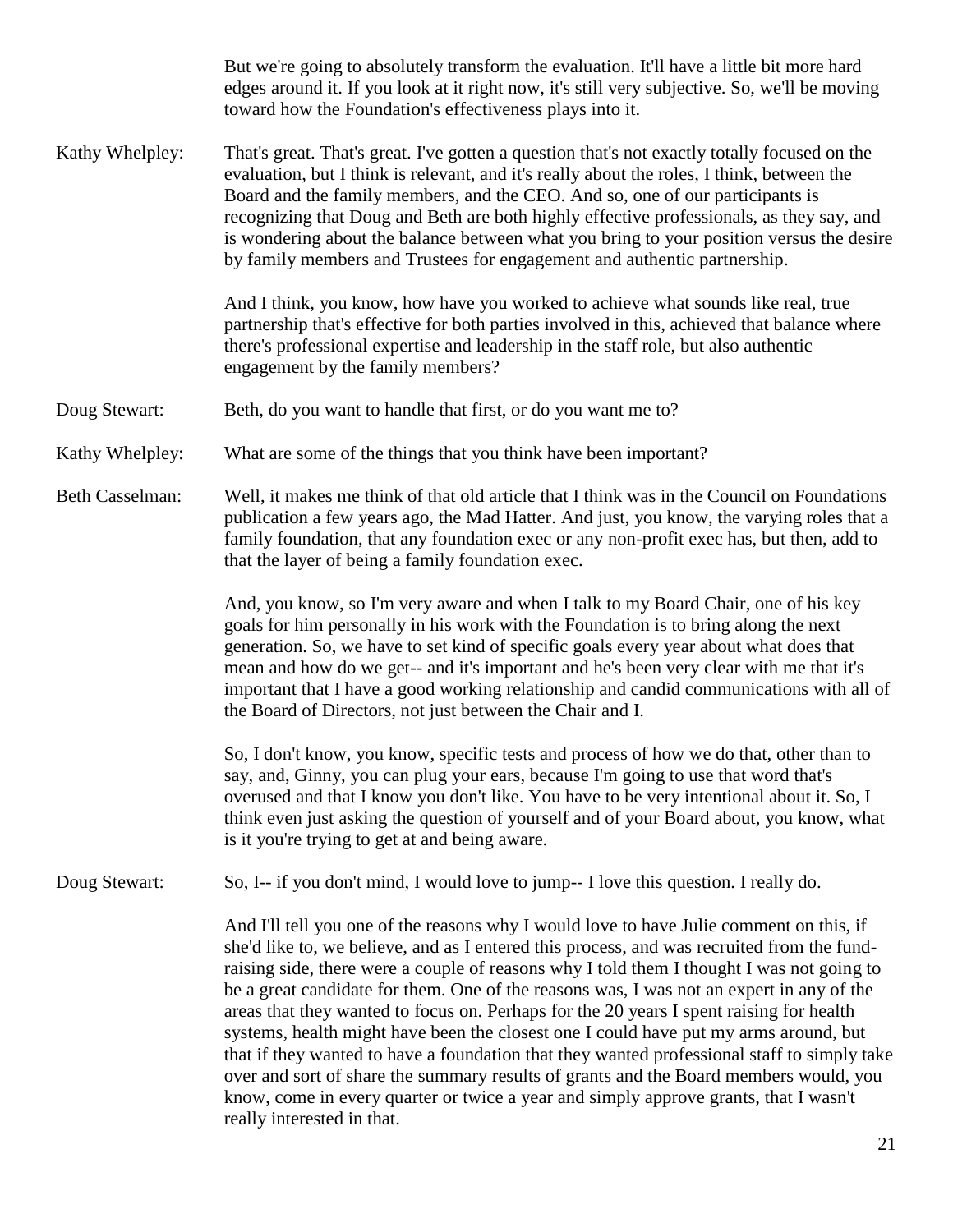But we're going to absolutely transform the evaluation. It'll have a little bit more hard edges around it. If you look at it right now, it's still very subjective. So, we'll be moving toward how the Foundation's effectiveness plays into it.

**Kathy Whelpley:** That's great. That's great. I've gotten a question that's not exactly totally focused on the evaluation, but I think is relevant, and it's really about the roles, I think, between the Board and the family members, and the CEO. And so, one of our participants is recognizing that Doug and Beth are both highly effective professionals, as they say, and is wondering about the balance between what you bring to your position versus the desire by family members and Trustees for engagement and authentic partnership.

And I think, you know, how have you worked to achieve what sounds like real, true partnership that's effective for both parties involved in this, achieved that balance where there's professional expertise and leadership in the staff role, but also authentic engagement by the family members?

**Doug Stewart:** Beth, do you want to handle that first, or do you want me to?

**Kathy Whelpley:** What are some of the things that you think have been important?

**Beth Casselman:** Well, it makes me think of that old article that I think was in the Council on Foundations publication a few years ago, the Mad Hatter. And just, you know, the varying roles that a family foundation, that any foundation exec or any non-profit exec has, but then, add to that the layer of being a family foundation exec.

And, you know, so I'm very aware and when I talk to my Board Chair, one of his key goals for him personally in his work with the Foundation is to bring along the next generation. So, we have to set kind of specific goals every year about what does that mean and how do we get-- and it's important and he's been very clear with me that it's important that I have a good working relationship and candid communications with all of the Board of Directors, not just between the Chair and I.

So, I don't know, you know, specific tests and process of how we do that, other than to say, and, Ginny, you can plug your ears, because I'm going to use that word that's overused and that I know you don't like. You have to be very intentional about it. So, I think even just asking the question of yourself and of your Board about, you know, what is it you're trying to get at and being aware.

**Doug Stewart:** So, I-- if you don't mind, I would love to jump-- I love this question. I really do.

And I'll tell you one of the reasons why I would love to have Julie comment on this, if she'd like to, we believe, and as I entered this process, and was recruited from the fund-raising side, there were a couple of reasons why I told them I thought I was not going to be a great candidate for them. One of the reasons was, I was not an expert in any of the areas that they wanted to focus on. Perhaps for the 20 years I spent raising for health systems, health might have been the closest one I could have put my arms around, but that if they wanted to have a foundation that they wanted professional staff to simply take over and sort of share the summary results of grants and the Board members would, you know, come in every quarter or twice a year and simply approve grants, that I wasn't really interested in that.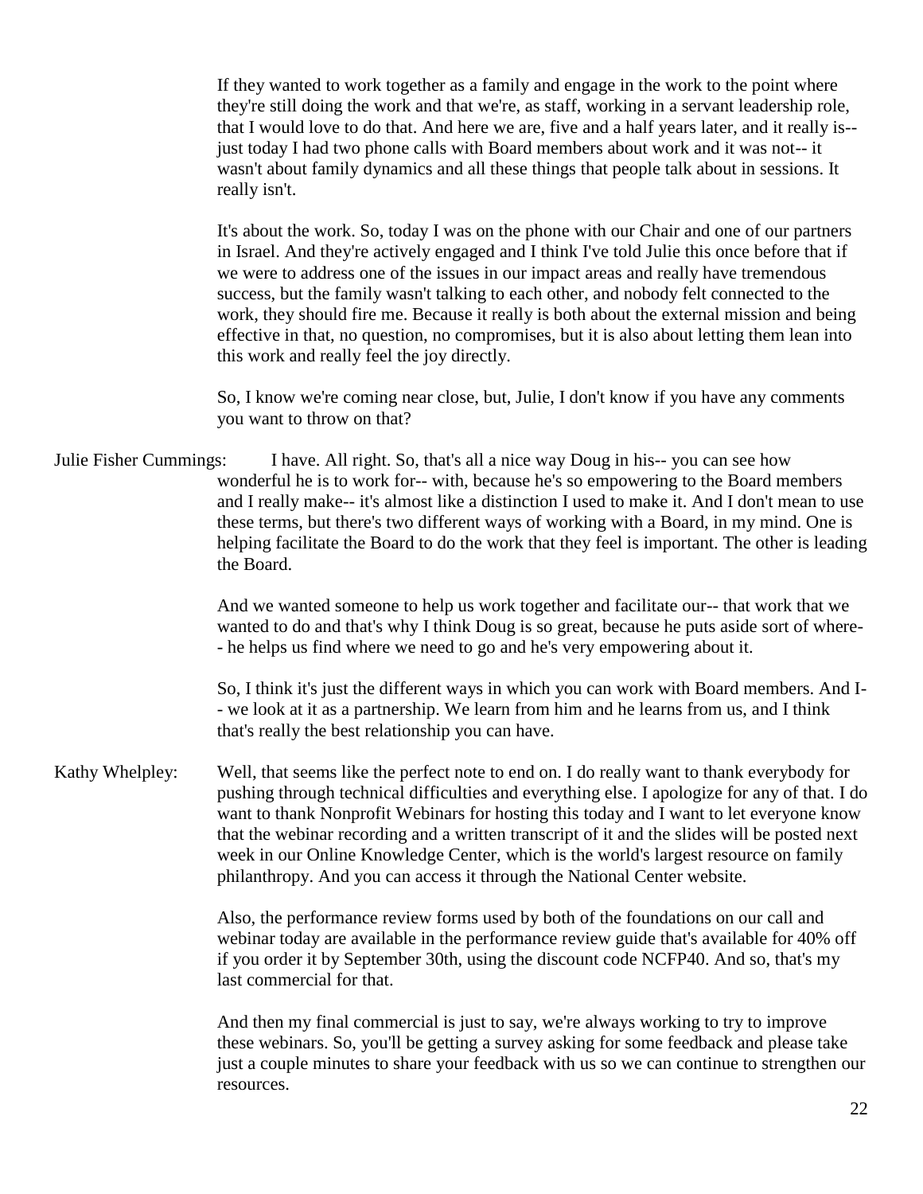If they wanted to work together as a family and engage in the work to the point where they're still doing the work and that we're, as staff, working in a servant leadership role, that I would love to do that. And here we are, five and a half years later, and it really is-- just today I had two phone calls with Board members about work and it was not-- it wasn't about family dynamics and all these things that people talk about in sessions. It really isn't.

It's about the work. So, today I was on the phone with our Chair and one of our partners in Israel. And they're actively engaged and I think I've told Julie this once before that if we were to address one of the issues in our impact areas and really have tremendous success, but the family wasn't talking to each other, and nobody felt connected to the work, they should fire me. Because it really is both about the external mission and being effective in that, no question, no compromises, but it is also about letting them lean into this work and really feel the joy directly.

So, I know we're coming near close, but, Julie, I don't know if you have any comments you want to throw on that?

Julie Fisher Cummings: I have. All right. So, that's all a nice way Doug in his-- you can see how wonderful he is to work for-- with, because he's so empowering to the Board members and I really make-- it's almost like a distinction I used to make it. And I don't mean to use these terms, but there's two different ways of working with a Board, in my mind. One is helping facilitate the Board to do the work that they feel is important. The other is leading the Board.

And we wanted someone to help us work together and facilitate our-- that work that we wanted to do and that's why I think Doug is so great, because he puts aside sort of where-- he helps us find where we need to go and he's very empowering about it.

So, I think it's just the different ways in which you can work with Board members. And I-- we look at it as a partnership. We learn from him and he learns from us, and I think that's really the best relationship you can have.

Kathy Whelpley: Well, that seems like the perfect note to end on. I do really want to thank everybody for pushing through technical difficulties and everything else. I apologize for any of that. I do want to thank Nonprofit Webinars for hosting this today and I want to let everyone know that the webinar recording and a written transcript of it and the slides will be posted next week in our Online Knowledge Center, which is the world's largest resource on family philanthropy. And you can access it through the National Center website.

Also, the performance review forms used by both of the foundations on our call and webinar today are available in the performance review guide that's available for 40% off if you order it by September 30th, using the discount code NCFP40. And so, that's my last commercial for that.

And then my final commercial is just to say, we're always working to try to improve these webinars. So, you'll be getting a survey asking for some feedback and please take just a couple minutes to share your feedback with us so we can continue to strengthen our resources.